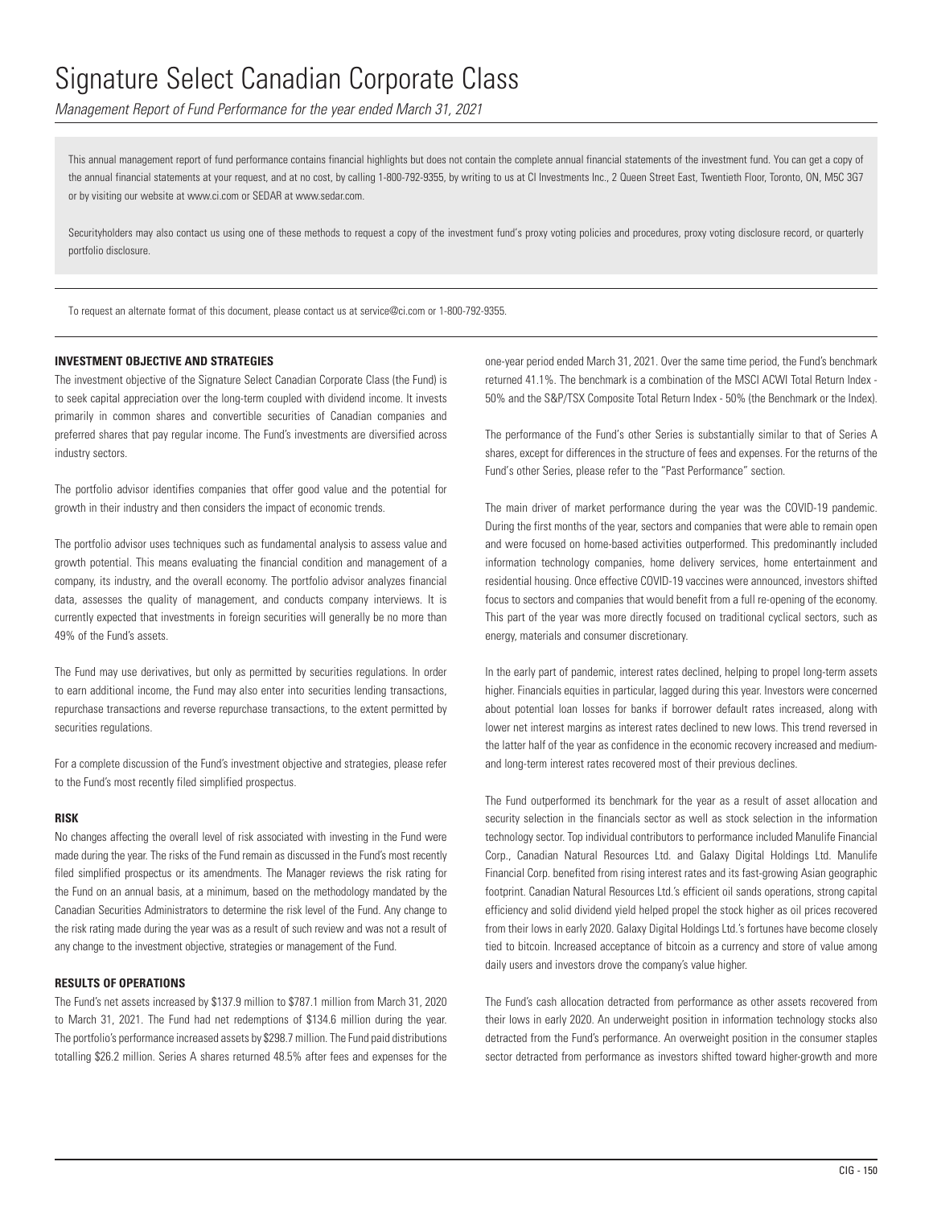# Signature Select Canadian Corporate Class

*Management Report of Fund Performance for the year ended March 31, 2021*

This annual management report of fund performance contains financial highlights but does not contain the complete annual financial statements of the investment fund. You can get a copy of the annual financial statements at your request, and at no cost, by calling 1-800-792-9355, by writing to us at CI Investments Inc., 2 Queen Street East, Twentieth Floor, Toronto, ON, M5C 3G7 or by visiting our website at www.ci.com or SEDAR at www.sedar.com.

Securityholders may also contact us using one of these methods to request a copy of the investment fund's proxy voting policies and procedures, proxy voting disclosure record, or quarterly portfolio disclosure.

To request an alternate format of this document, please contact us at service@ci.com or 1-800-792-9355.

## INVESTMENT OBJECTIVE AND STRATEGIES

The investment objective of the Signature Select Canadian Corporate Class (the Fund) is to seek capital appreciation over the long-term coupled with dividend income. It invests primarily in common shares and convertible securities of Canadian companies and preferred shares that pay regular income. The Fund's investments are diversified across industry sectors.

The portfolio advisor identifies companies that offer good value and the potential for growth in their industry and then considers the impact of economic trends.

The portfolio advisor uses techniques such as fundamental analysis to assess value and growth potential. This means evaluating the financial condition and management of a company, its industry, and the overall economy. The portfolio advisor analyzes financial data, assesses the quality of management, and conducts company interviews. It is currently expected that investments in foreign securities will generally be no more than 49% of the Fund's assets.

The Fund may use derivatives, but only as permitted by securities regulations. In order to earn additional income, the Fund may also enter into securities lending transactions, repurchase transactions and reverse repurchase transactions, to the extent permitted by securities regulations.

For a complete discussion of the Fund's investment objective and strategies, please refer to the Fund's most recently filed simplified prospectus.

## RISK

No changes affecting the overall level of risk associated with investing in the Fund were made during the year. The risks of the Fund remain as discussed in the Fund's most recently filed simplified prospectus or its amendments. The Manager reviews the risk rating for the Fund on an annual basis, at a minimum, based on the methodology mandated by the Canadian Securities Administrators to determine the risk level of the Fund. Any change to the risk rating made during the year was as a result of such review and was not a result of any change to the investment objective, strategies or management of the Fund.

## RESULTS OF OPERATIONS

The Fund's net assets increased by $137.9 million to $787.1 million from March 31, 2020 to March 31, 2021. The Fund had net redemptions of $134.6 million during the year. The portfolio's performance increased assets by $298.7 million. The Fund paid distributions totalling $26.2 million. Series A shares returned 48.5% after fees and expenses for the one-year period ended March 31, 2021. Over the same time period, the Fund's benchmark returned 41.1%. The benchmark is a combination of the MSCI ACWI Total Return Index - 50% and the S&P/TSX Composite Total Return Index - 50% (the Benchmark or the Index).

The performance of the Fund's other Series is substantially similar to that of Series A shares, except for differences in the structure of fees and expenses. For the returns of the Fund's other Series, please refer to the "Past Performance" section.

The main driver of market performance during the year was the COVID-19 pandemic. During the first months of the year, sectors and companies that were able to remain open and were focused on home-based activities outperformed. This predominantly included information technology companies, home delivery services, home entertainment and residential housing. Once effective COVID-19 vaccines were announced, investors shifted focus to sectors and companies that would benefit from a full re-opening of the economy. This part of the year was more directly focused on traditional cyclical sectors, such as energy, materials and consumer discretionary.

In the early part of pandemic, interest rates declined, helping to propel long-term assets higher. Financials equities in particular, lagged during this year. Investors were concerned about potential loan losses for banks if borrower default rates increased, along with lower net interest margins as interest rates declined to new lows. This trend reversed in the latter half of the year as confidence in the economic recovery increased and medium- and long-term interest rates recovered most of their previous declines.

The Fund outperformed its benchmark for the year as a result of asset allocation and security selection in the financials sector as well as stock selection in the information technology sector. Top individual contributors to performance included Manulife Financial Corp., Canadian Natural Resources Ltd. and Galaxy Digital Holdings Ltd. Manulife Financial Corp. benefited from rising interest rates and its fast-growing Asian geographic footprint. Canadian Natural Resources Ltd.'s efficient oil sands operations, strong capital efficiency and solid dividend yield helped propel the stock higher as oil prices recovered from their lows in early 2020. Galaxy Digital Holdings Ltd.'s fortunes have become closely tied to bitcoin. Increased acceptance of bitcoin as a currency and store of value among daily users and investors drove the company's value higher.

The Fund's cash allocation detracted from performance as other assets recovered from their lows in early 2020. An underweight position in information technology stocks also detracted from the Fund's performance. An overweight position in the consumer staples sector detracted from performance as investors shifted toward higher-growth and more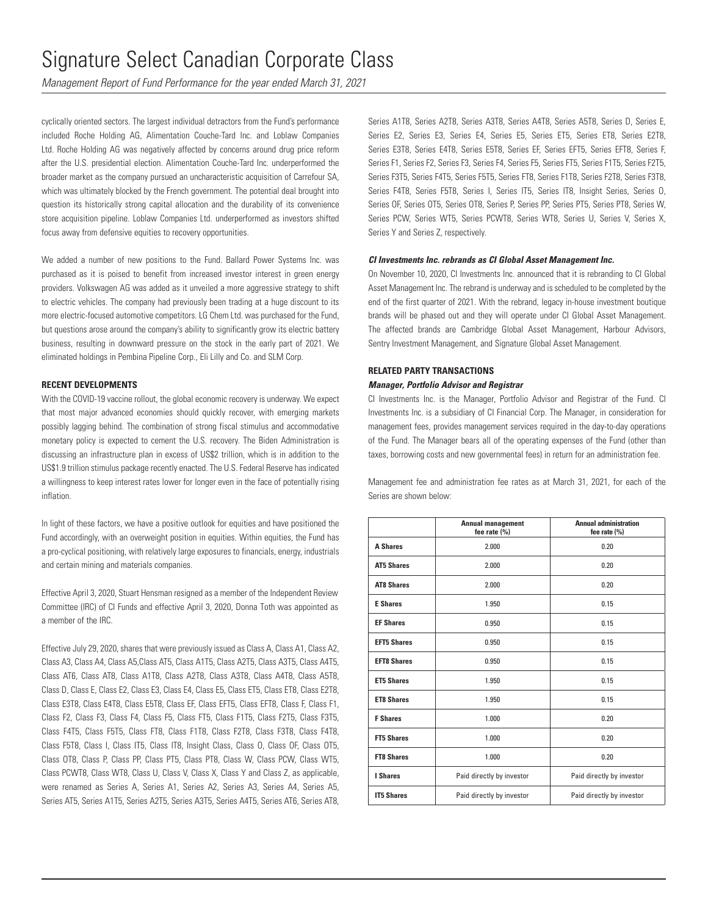cyclically oriented sectors. The largest individual detractors from the Fund's performance included Roche Holding AG, Alimentation Couche-Tard Inc. and Loblaw Companies Ltd. Roche Holding AG was negatively affected by concerns around drug price reform after the U.S. presidential election. Alimentation Couche-Tard Inc. underperformed the broader market as the company pursued an uncharacteristic acquisition of Carrefour SA, which was ultimately blocked by the French government. The potential deal brought into question its historically strong capital allocation and the durability of its convenience store acquisition pipeline. Loblaw Companies Ltd. underperformed as investors shifted focus away from defensive equities to recovery opportunities.

We added a number of new positions to the Fund. Ballard Power Systems Inc. was purchased as it is poised to benefit from increased investor interest in green energy providers. Volkswagen AG was added as it unveiled a more aggressive strategy to shift to electric vehicles. The company had previously been trading at a huge discount to its more electric-focused automotive competitors. LG Chem Ltd. was purchased for the Fund, but questions arose around the company's ability to significantly grow its electric battery business, resulting in downward pressure on the stock in the early part of 2021. We eliminated holdings in Pembina Pipeline Corp., Eli Lilly and Co. and SLM Corp.

## RECENT DEVELOPMENTS

With the COVID-19 vaccine rollout, the global economic recovery is underway. We expect that most major advanced economies should quickly recover, with emerging markets possibly lagging behind. The combination of strong fiscal stimulus and accommodative monetary policy is expected to cement the U.S. recovery. The Biden Administration is discussing an infrastructure plan in excess of US$2 trillion, which is in addition to the US$1.9 trillion stimulus package recently enacted. The U.S. Federal Reserve has indicated a willingness to keep interest rates lower for longer even in the face of potentially rising inflation.

In light of these factors, we have a positive outlook for equities and have positioned the Fund accordingly, with an overweight position in equities. Within equities, the Fund has a pro-cyclical positioning, with relatively large exposures to financials, energy, industrials and certain mining and materials companies.

Effective April 3, 2020, Stuart Hensman resigned as a member of the Independent Review Committee (IRC) of CI Funds and effective April 3, 2020, Donna Toth was appointed as a member of the IRC.

Effective July 29, 2020, shares that were previously issued as Class A, Class A1, Class A2, Class A3, Class A4, Class A5,Class AT5, Class A1T5, Class A2T5, Class A3T5, Class A4T5, Class AT6, Class AT8, Class A1T8, Class A2T8, Class A3T8, Class A4T8, Class A5T8, Class D, Class E, Class E2, Class E3, Class E4, Class E5, Class ET5, Class ET8, Class E2T8, Class E3T8, Class E4T8, Class E5T8, Class EF, Class EFT5, Class EFT8, Class F, Class F1, Class F2, Class F3, Class F4, Class F5, Class FT5, Class F1T5, Class F2T5, Class F3T5, Class F4T5, Class F5T5, Class FT8, Class F1T8, Class F2T8, Class F3T8, Class F4T8, Class F5T8, Class I, Class IT5, Class IT8, Insight Class, Class O, Class OF, Class OT5, Class OT8, Class P, Class PP, Class PT5, Class PT8, Class W, Class PCW, Class WT5, Class PCWT8, Class WT8, Class U, Class V, Class X, Class Y and Class Z, as applicable, were renamed as Series A, Series A1, Series A2, Series A3, Series A4, Series A5, Series AT5, Series A1T5, Series A2T5, Series A3T5, Series A4T5, Series AT6, Series AT8, Series A1T8, Series A2T8, Series A3T8, Series A4T8, Series A5T8, Series D, Series E, Series E2, Series E3, Series E4, Series E5, Series ET5, Series ET8, Series E2T8, Series E3T8, Series E4T8, Series E5T8, Series EF, Series EFT5, Series EFT8, Series F, Series F1, Series F2, Series F3, Series F4, Series F5, Series FT5, Series F1T5, Series F2T5, Series F3T5, Series F4T5, Series F5T5, Series FT8, Series F1T8, Series F2T8, Series F3T8, Series F4T8, Series F5T8, Series I, Series IT5, Series IT8, Insight Series, Series O, Series OF, Series OT5, Series OT8, Series P, Series PP, Series PT5, Series PT8, Series W, Series PCW, Series WT5, Series PCWT8, Series WT8, Series U, Series V, Series X, Series Y and Series Z, respectively.

### *CI Investments Inc. rebrands as CI Global Asset Management Inc.*

On November 10, 2020, CI Investments Inc. announced that it is rebranding to CI Global Asset Management Inc. The rebrand is underway and is scheduled to be completed by the end of the first quarter of 2021. With the rebrand, legacy in-house investment boutique brands will be phased out and they will operate under CI Global Asset Management. The affected brands are Cambridge Global Asset Management, Harbour Advisors, Sentry Investment Management, and Signature Global Asset Management.

## RELATED PARTY TRANSACTIONS

### *Manager, Portfolio Advisor and Registrar*

CI Investments Inc. is the Manager, Portfolio Advisor and Registrar of the Fund. CI Investments Inc. is a subsidiary of CI Financial Corp. The Manager, in consideration for management fees, provides management services required in the day-to-day operations of the Fund. The Manager bears all of the operating expenses of the Fund (other than taxes, borrowing costs and new governmental fees) in return for an administration fee.

Management fee and administration fee rates as at March 31, 2021, for each of the Series are shown below:

| | Annual management fee rate (%) | Annual administration fee rate (%) |
|---|---|---|
| **A Shares** | 2.000 | 0.20 |
| **AT5 Shares** | 2.000 | 0.20 |
| **AT8 Shares** | 2.000 | 0.20 |
| **E Shares** | 1.950 | 0.15 |
| **EF Shares** | 0.950 | 0.15 |
| **EFT5 Shares** | 0.950 | 0.15 |
| **EFT8 Shares** | 0.950 | 0.15 |
| **ET5 Shares** | 1.950 | 0.15 |
| **ET8 Shares** | 1.950 | 0.15 |
| **F Shares** | 1.000 | 0.20 |
| **FT5 Shares** | 1.000 | 0.20 |
| **FT8 Shares** | 1.000 | 0.20 |
| **I Shares** | Paid directly by investor | Paid directly by investor |
| **IT5 Shares** | Paid directly by investor | Paid directly by investor |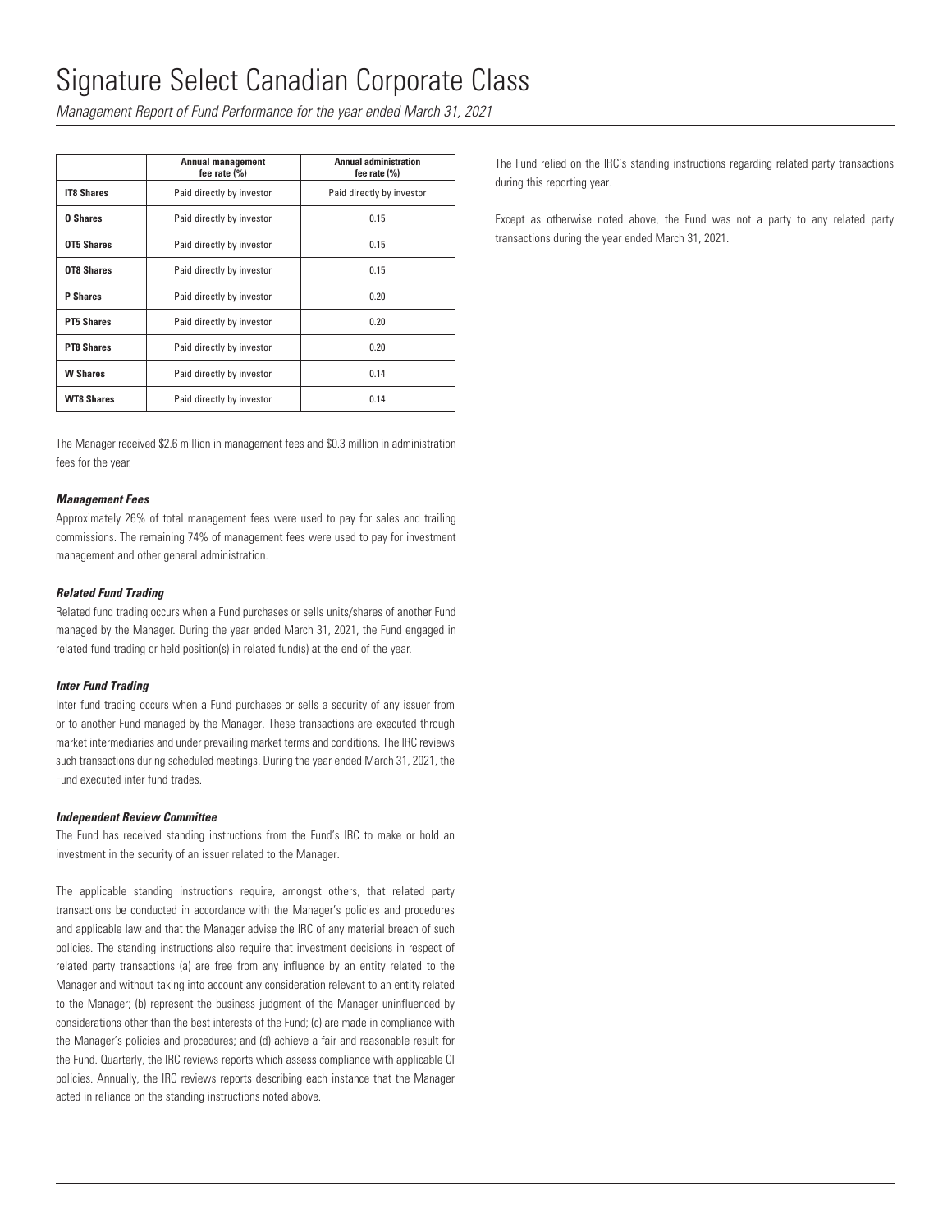# Signature Select Canadian Corporate Class

*Management Report of Fund Performance for the year ended March 31, 2021*

| | Annual management fee rate (%) | Annual administration fee rate (%) |
|---|---|---|
| **IT8 Shares** | Paid directly by investor | Paid directly by investor |
| **O Shares** | Paid directly by investor | 0.15 |
| **OT5 Shares** | Paid directly by investor | 0.15 |
| **OT8 Shares** | Paid directly by investor | 0.15 |
| **P Shares** | Paid directly by investor | 0.20 |
| **PT5 Shares** | Paid directly by investor | 0.20 |
| **PT8 Shares** | Paid directly by investor | 0.20 |
| **W Shares** | Paid directly by investor | 0.14 |
| **WT8 Shares** | Paid directly by investor | 0.14 |

The Manager received $2.6 million in management fees and $0.3 million in administration fees for the year.

***Management Fees***

Approximately 26% of total management fees were used to pay for sales and trailing commissions. The remaining 74% of management fees were used to pay for investment management and other general administration.

***Related Fund Trading***

Related fund trading occurs when a Fund purchases or sells units/shares of another Fund managed by the Manager. During the year ended March 31, 2021, the Fund engaged in related fund trading or held position(s) in related fund(s) at the end of the year.

***Inter Fund Trading***

Inter fund trading occurs when a Fund purchases or sells a security of any issuer from or to another Fund managed by the Manager. These transactions are executed through market intermediaries and under prevailing market terms and conditions. The IRC reviews such transactions during scheduled meetings. During the year ended March 31, 2021, the Fund executed inter fund trades.

***Independent Review Committee***

The Fund has received standing instructions from the Fund's IRC to make or hold an investment in the security of an issuer related to the Manager.

The applicable standing instructions require, amongst others, that related party transactions be conducted in accordance with the Manager's policies and procedures and applicable law and that the Manager advise the IRC of any material breach of such policies. The standing instructions also require that investment decisions in respect of related party transactions (a) are free from any influence by an entity related to the Manager and without taking into account any consideration relevant to an entity related to the Manager; (b) represent the business judgment of the Manager uninfluenced by considerations other than the best interests of the Fund; (c) are made in compliance with the Manager's policies and procedures; and (d) achieve a fair and reasonable result for the Fund. Quarterly, the IRC reviews reports which assess compliance with applicable CI policies. Annually, the IRC reviews reports describing each instance that the Manager acted in reliance on the standing instructions noted above.

The Fund relied on the IRC's standing instructions regarding related party transactions during this reporting year.

Except as otherwise noted above, the Fund was not a party to any related party transactions during the year ended March 31, 2021.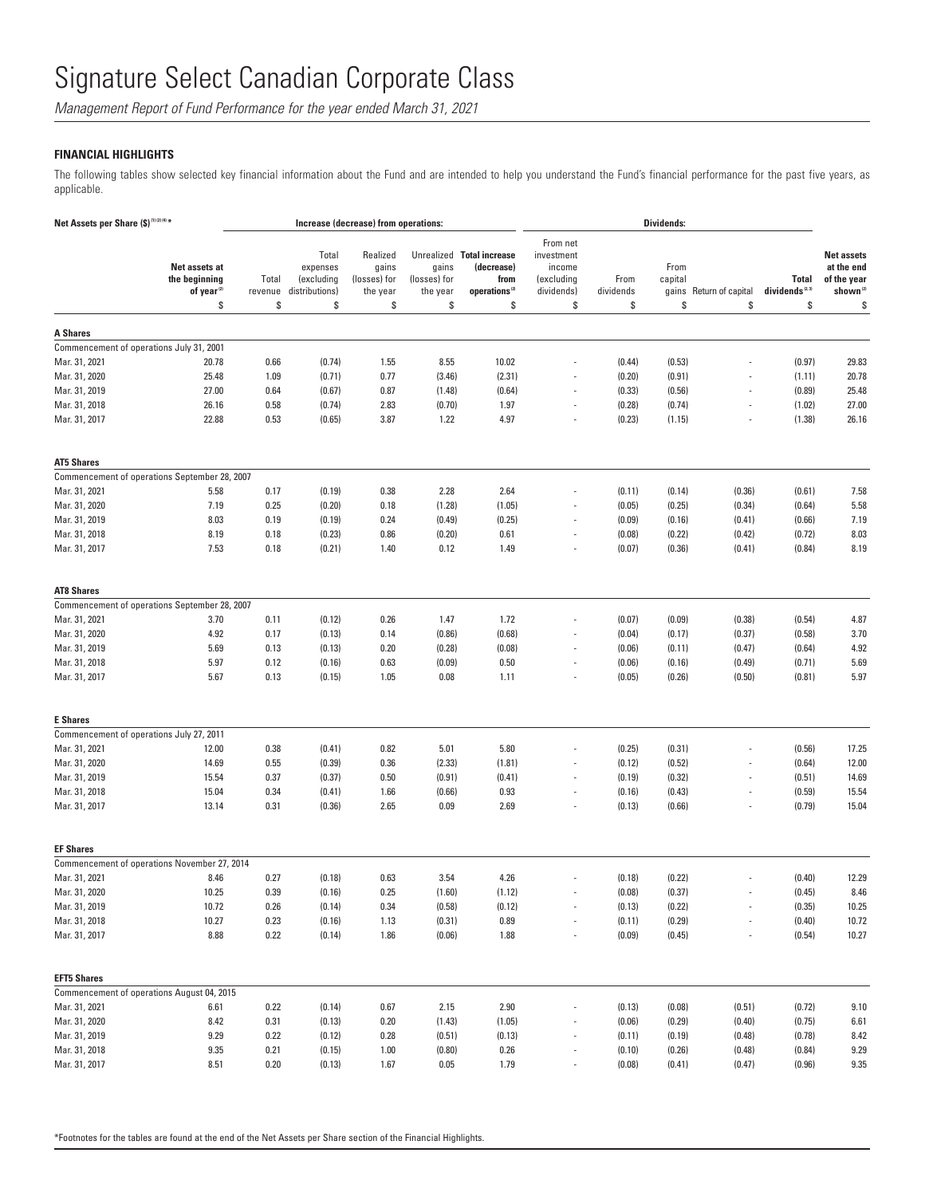# Signature Select Canadian Corporate Class

*Management Report of Fund Performance for the year ended March 31, 2021*

## FINANCIAL HIGHLIGHTS

The following tables show selected key financial information about the Fund and are intended to help you understand the Fund's financial performance for the past five years, as applicable.

| Net Assets per Share ($)[1][2][4]* | | Increase (decrease) from operations: | | | | | Dividends: | | | | | |
|---|---|---|---|---|---|---|---|---|---|---|---|---|
| | Net assets at the beginning of year[2] | Total revenue | Total expenses (excluding distributions) | Realized gains (losses) for the year | Unrealized gains (losses) for the year | Total increase (decrease) from operations[2] | From net investment income (excluding dividends) | From dividends | From capital gains | Return of capital | Total dividends[2,3] | Net assets at the end of the year shown[2] |
| | $ | $ | $ | $ | $ | $ | $ | $ | $ | $ | $ | $ |
| **A Shares** | | | | | | | | | | | | |
| Commencement of operations July 31, 2001 | | | | | | | | | | | | |
| Mar. 31, 2021 | 20.78 | 0.66 | (0.74) | 1.55 | 8.55 | 10.02 | - | (0.44) | (0.53) | - | (0.97) | 29.83 |
| Mar. 31, 2020 | 25.48 | 1.09 | (0.71) | 0.77 | (3.46) | (2.31) | - | (0.20) | (0.91) | - | (1.11) | 20.78 |
| Mar. 31, 2019 | 27.00 | 0.64 | (0.67) | 0.87 | (1.48) | (0.64) | - | (0.33) | (0.56) | - | (0.89) | 25.48 |
| Mar. 31, 2018 | 26.16 | 0.58 | (0.74) | 2.83 | (0.70) | 1.97 | - | (0.28) | (0.74) | - | (1.02) | 27.00 |
| Mar. 31, 2017 | 22.88 | 0.53 | (0.65) | 3.87 | 1.22 | 4.97 | - | (0.23) | (1.15) | - | (1.38) | 26.16 |
| **AT5 Shares** | | | | | | | | | | | | |
| Commencement of operations September 28, 2007 | | | | | | | | | | | | |
| Mar. 31, 2021 | 5.58 | 0.17 | (0.19) | 0.38 | 2.28 | 2.64 | - | (0.11) | (0.14) | (0.36) | (0.61) | 7.58 |
| Mar. 31, 2020 | 7.19 | 0.25 | (0.20) | 0.18 | (1.28) | (1.05) | - | (0.05) | (0.25) | (0.34) | (0.64) | 5.58 |
| Mar. 31, 2019 | 8.03 | 0.19 | (0.19) | 0.24 | (0.49) | (0.25) | - | (0.09) | (0.16) | (0.41) | (0.66) | 7.19 |
| Mar. 31, 2018 | 8.19 | 0.18 | (0.23) | 0.86 | (0.20) | 0.61 | - | (0.08) | (0.22) | (0.42) | (0.72) | 8.03 |
| Mar. 31, 2017 | 7.53 | 0.18 | (0.21) | 1.40 | 0.12 | 1.49 | - | (0.07) | (0.36) | (0.41) | (0.84) | 8.19 |
| **AT8 Shares** | | | | | | | | | | | | |
| Commencement of operations September 28, 2007 | | | | | | | | | | | | |
| Mar. 31, 2021 | 3.70 | 0.11 | (0.12) | 0.26 | 1.47 | 1.72 | - | (0.07) | (0.09) | (0.38) | (0.54) | 4.87 |
| Mar. 31, 2020 | 4.92 | 0.17 | (0.13) | 0.14 | (0.86) | (0.68) | - | (0.04) | (0.17) | (0.37) | (0.58) | 3.70 |
| Mar. 31, 2019 | 5.69 | 0.13 | (0.13) | 0.20 | (0.28) | (0.08) | - | (0.06) | (0.11) | (0.47) | (0.64) | 4.92 |
| Mar. 31, 2018 | 5.97 | 0.12 | (0.16) | 0.63 | (0.09) | 0.50 | - | (0.06) | (0.16) | (0.49) | (0.71) | 5.69 |
| Mar. 31, 2017 | 5.67 | 0.13 | (0.15) | 1.05 | 0.08 | 1.11 | - | (0.05) | (0.26) | (0.50) | (0.81) | 5.97 |
| **E Shares** | | | | | | | | | | | | |
| Commencement of operations July 27, 2011 | | | | | | | | | | | | |
| Mar. 31, 2021 | 12.00 | 0.38 | (0.41) | 0.82 | 5.01 | 5.80 | - | (0.25) | (0.31) | - | (0.56) | 17.25 |
| Mar. 31, 2020 | 14.69 | 0.55 | (0.39) | 0.36 | (2.33) | (1.81) | - | (0.12) | (0.52) | - | (0.64) | 12.00 |
| Mar. 31, 2019 | 15.54 | 0.37 | (0.37) | 0.50 | (0.91) | (0.41) | - | (0.19) | (0.32) | - | (0.51) | 14.69 |
| Mar. 31, 2018 | 15.04 | 0.34 | (0.41) | 1.66 | (0.66) | 0.93 | - | (0.16) | (0.43) | - | (0.59) | 15.54 |
| Mar. 31, 2017 | 13.14 | 0.31 | (0.36) | 2.65 | 0.09 | 2.69 | - | (0.13) | (0.66) | - | (0.79) | 15.04 |
| **EF Shares** | | | | | | | | | | | | |
| Commencement of operations November 27, 2014 | | | | | | | | | | | | |
| Mar. 31, 2021 | 8.46 | 0.27 | (0.18) | 0.63 | 3.54 | 4.26 | - | (0.18) | (0.22) | - | (0.40) | 12.29 |
| Mar. 31, 2020 | 10.25 | 0.39 | (0.16) | 0.25 | (1.60) | (1.12) | - | (0.08) | (0.37) | - | (0.45) | 8.46 |
| Mar. 31, 2019 | 10.72 | 0.26 | (0.14) | 0.34 | (0.58) | (0.12) | - | (0.13) | (0.22) | - | (0.35) | 10.25 |
| Mar. 31, 2018 | 10.27 | 0.23 | (0.16) | 1.13 | (0.31) | 0.89 | - | (0.11) | (0.29) | - | (0.40) | 10.72 |
| Mar. 31, 2017 | 8.88 | 0.22 | (0.14) | 1.86 | (0.06) | 1.88 | - | (0.09) | (0.45) | - | (0.54) | 10.27 |
| **EFT5 Shares** | | | | | | | | | | | | |
| Commencement of operations August 04, 2015 | | | | | | | | | | | | |
| Mar. 31, 2021 | 6.61 | 0.22 | (0.14) | 0.67 | 2.15 | 2.90 | - | (0.13) | (0.08) | (0.51) | (0.72) | 9.10 |
| Mar. 31, 2020 | 8.42 | 0.31 | (0.13) | 0.20 | (1.43) | (1.05) | - | (0.06) | (0.29) | (0.40) | (0.75) | 6.61 |
| Mar. 31, 2019 | 9.29 | 0.22 | (0.12) | 0.28 | (0.51) | (0.13) | - | (0.11) | (0.19) | (0.48) | (0.78) | 8.42 |
| Mar. 31, 2018 | 9.35 | 0.21 | (0.15) | 1.00 | (0.80) | 0.26 | - | (0.10) | (0.26) | (0.48) | (0.84) | 9.29 |
| Mar. 31, 2017 | 8.51 | 0.20 | (0.13) | 1.67 | 0.05 | 1.79 | - | (0.08) | (0.41) | (0.47) | (0.96) | 9.35 |

*Footnotes for the tables are found at the end of the Net Assets per Share section of the Financial Highlights.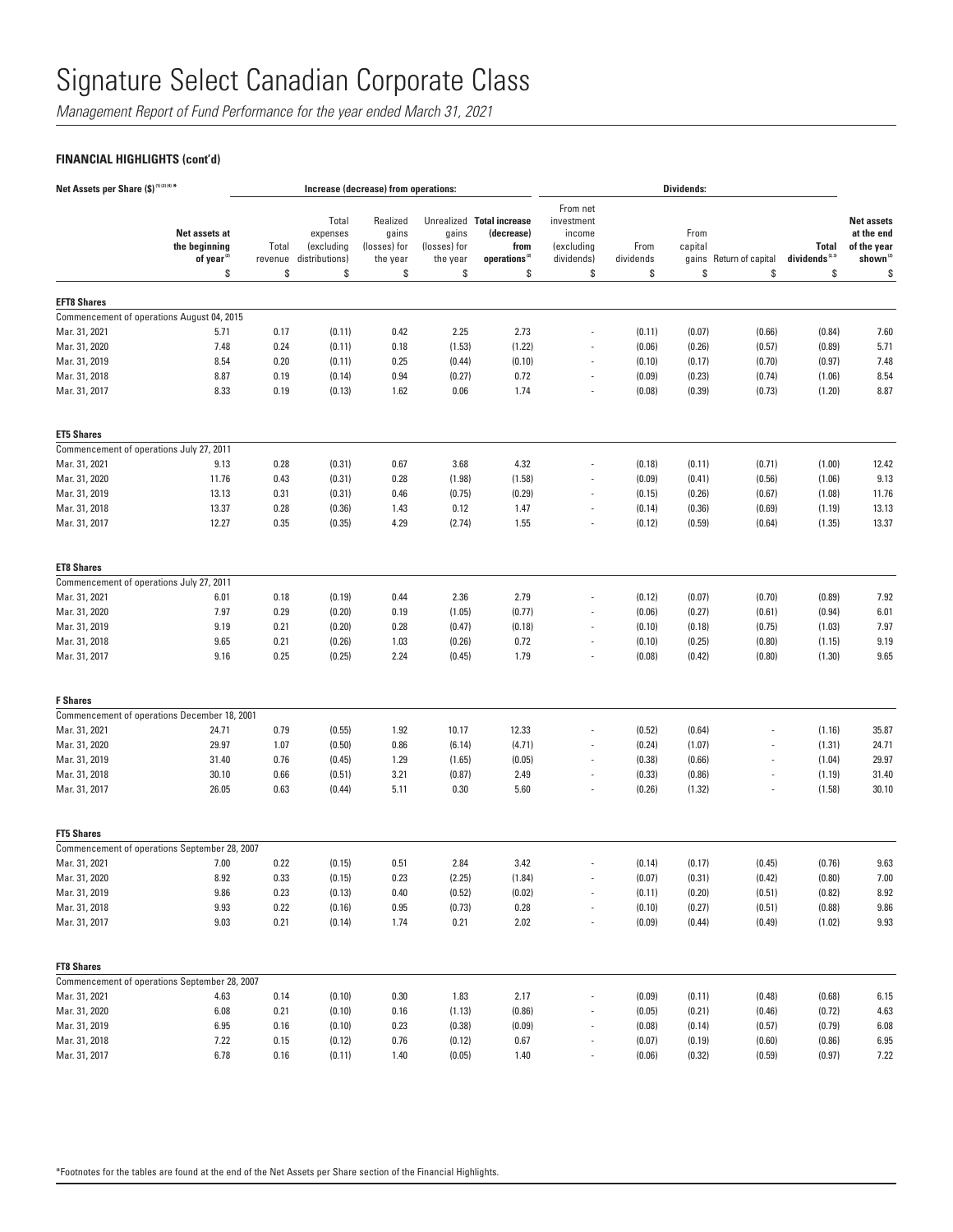# Signature Select Canadian Corporate Class

*Management Report of Fund Performance for the year ended March 31, 2021*

### FINANCIAL HIGHLIGHTS (cont'd)

| Net Assets per Share ($)[1][2][4]* | | Increase (decrease) from operations: | | | | | Dividends: | | | | | |
|---|---|---|---|---|---|---|---|---|---|---|---|---|
| | Net assets at the beginning of year[2] | Total revenue | Total expenses (excluding distributions) | Realized gains (losses) for the year | Unrealized gains (losses) for the year | Total increase (decrease) from operations[2] | From net investment income (excluding dividends) | From dividends | From capital gains | Return of capital | Total dividends[2,3] | Net assets at the end of the year shown[2] |
| | $ | $ | $ | $ | $ | $ | $ | $ | $ | $ | $ | $ |
| **EFT8 Shares** | | | | | | | | | | | | |
| Commencement of operations August 04, 2015 | | | | | | | | | | | | |
| Mar. 31, 2021 | 5.71 | 0.17 | (0.11) | 0.42 | 2.25 | 2.73 | - | (0.11) | (0.07) | (0.66) | (0.84) | 7.60 |
| Mar. 31, 2020 | 7.48 | 0.24 | (0.11) | 0.18 | (1.53) | (1.22) | - | (0.06) | (0.26) | (0.57) | (0.89) | 5.71 |
| Mar. 31, 2019 | 8.54 | 0.20 | (0.11) | 0.25 | (0.44) | (0.10) | - | (0.10) | (0.17) | (0.70) | (0.97) | 7.48 |
| Mar. 31, 2018 | 8.87 | 0.19 | (0.14) | 0.94 | (0.27) | 0.72 | - | (0.09) | (0.23) | (0.74) | (1.06) | 8.54 |
| Mar. 31, 2017 | 8.33 | 0.19 | (0.13) | 1.62 | 0.06 | 1.74 | - | (0.08) | (0.39) | (0.73) | (1.20) | 8.87 |
| **ET5 Shares** | | | | | | | | | | | | |
| Commencement of operations July 27, 2011 | | | | | | | | | | | | |
| Mar. 31, 2021 | 9.13 | 0.28 | (0.31) | 0.67 | 3.68 | 4.32 | - | (0.18) | (0.11) | (0.71) | (1.00) | 12.42 |
| Mar. 31, 2020 | 11.76 | 0.43 | (0.31) | 0.28 | (1.98) | (1.58) | - | (0.09) | (0.41) | (0.56) | (1.06) | 9.13 |
| Mar. 31, 2019 | 13.13 | 0.31 | (0.31) | 0.46 | (0.75) | (0.29) | - | (0.15) | (0.26) | (0.67) | (1.08) | 11.76 |
| Mar. 31, 2018 | 13.37 | 0.28 | (0.36) | 1.43 | 0.12 | 1.47 | - | (0.14) | (0.36) | (0.69) | (1.19) | 13.13 |
| Mar. 31, 2017 | 12.27 | 0.35 | (0.35) | 4.29 | (2.74) | 1.55 | - | (0.12) | (0.59) | (0.64) | (1.35) | 13.37 |
| **ET8 Shares** | | | | | | | | | | | | |
| Commencement of operations July 27, 2011 | | | | | | | | | | | | |
| Mar. 31, 2021 | 6.01 | 0.18 | (0.19) | 0.44 | 2.36 | 2.79 | - | (0.12) | (0.07) | (0.70) | (0.89) | 7.92 |
| Mar. 31, 2020 | 7.97 | 0.29 | (0.20) | 0.19 | (1.05) | (0.77) | - | (0.06) | (0.27) | (0.61) | (0.94) | 6.01 |
| Mar. 31, 2019 | 9.19 | 0.21 | (0.20) | 0.28 | (0.47) | (0.18) | - | (0.10) | (0.18) | (0.75) | (1.03) | 7.97 |
| Mar. 31, 2018 | 9.65 | 0.21 | (0.26) | 1.03 | (0.26) | 0.72 | - | (0.10) | (0.25) | (0.80) | (1.15) | 9.19 |
| Mar. 31, 2017 | 9.16 | 0.25 | (0.25) | 2.24 | (0.45) | 1.79 | - | (0.08) | (0.42) | (0.80) | (1.30) | 9.65 |
| **F Shares** | | | | | | | | | | | | |
| Commencement of operations December 18, 2001 | | | | | | | | | | | | |
| Mar. 31, 2021 | 24.71 | 0.79 | (0.55) | 1.92 | 10.17 | 12.33 | - | (0.52) | (0.64) | - | (1.16) | 35.87 |
| Mar. 31, 2020 | 29.97 | 1.07 | (0.50) | 0.86 | (6.14) | (4.71) | - | (0.24) | (1.07) | - | (1.31) | 24.71 |
| Mar. 31, 2019 | 31.40 | 0.76 | (0.45) | 1.29 | (1.65) | (0.05) | - | (0.38) | (0.66) | - | (1.04) | 29.97 |
| Mar. 31, 2018 | 30.10 | 0.66 | (0.51) | 3.21 | (0.87) | 2.49 | - | (0.33) | (0.86) | - | (1.19) | 31.40 |
| Mar. 31, 2017 | 26.05 | 0.63 | (0.44) | 5.11 | 0.30 | 5.60 | - | (0.26) | (1.32) | - | (1.58) | 30.10 |
| **FT5 Shares** | | | | | | | | | | | | |
| Commencement of operations September 28, 2007 | | | | | | | | | | | | |
| Mar. 31, 2021 | 7.00 | 0.22 | (0.15) | 0.51 | 2.84 | 3.42 | - | (0.14) | (0.17) | (0.45) | (0.76) | 9.63 |
| Mar. 31, 2020 | 8.92 | 0.33 | (0.15) | 0.23 | (2.25) | (1.84) | - | (0.07) | (0.31) | (0.42) | (0.80) | 7.00 |
| Mar. 31, 2019 | 9.86 | 0.23 | (0.13) | 0.40 | (0.52) | (0.02) | - | (0.11) | (0.20) | (0.51) | (0.82) | 8.92 |
| Mar. 31, 2018 | 9.93 | 0.22 | (0.16) | 0.95 | (0.73) | 0.28 | - | (0.10) | (0.27) | (0.51) | (0.88) | 9.86 |
| Mar. 31, 2017 | 9.03 | 0.21 | (0.14) | 1.74 | 0.21 | 2.02 | - | (0.09) | (0.44) | (0.49) | (1.02) | 9.93 |
| **FT8 Shares** | | | | | | | | | | | | |
| Commencement of operations September 28, 2007 | | | | | | | | | | | | |
| Mar. 31, 2021 | 4.63 | 0.14 | (0.10) | 0.30 | 1.83 | 2.17 | - | (0.09) | (0.11) | (0.48) | (0.68) | 6.15 |
| Mar. 31, 2020 | 6.08 | 0.21 | (0.10) | 0.16 | (1.13) | (0.86) | - | (0.05) | (0.21) | (0.46) | (0.72) | 4.63 |
| Mar. 31, 2019 | 6.95 | 0.16 | (0.10) | 0.23 | (0.38) | (0.09) | - | (0.08) | (0.14) | (0.57) | (0.79) | 6.08 |
| Mar. 31, 2018 | 7.22 | 0.15 | (0.12) | 0.76 | (0.12) | 0.67 | - | (0.07) | (0.19) | (0.60) | (0.86) | 6.95 |
| Mar. 31, 2017 | 6.78 | 0.16 | (0.11) | 1.40 | (0.05) | 1.40 | - | (0.06) | (0.32) | (0.59) | (0.97) | 7.22 |

*Footnotes for the tables are found at the end of the Net Assets per Share section of the Financial Highlights.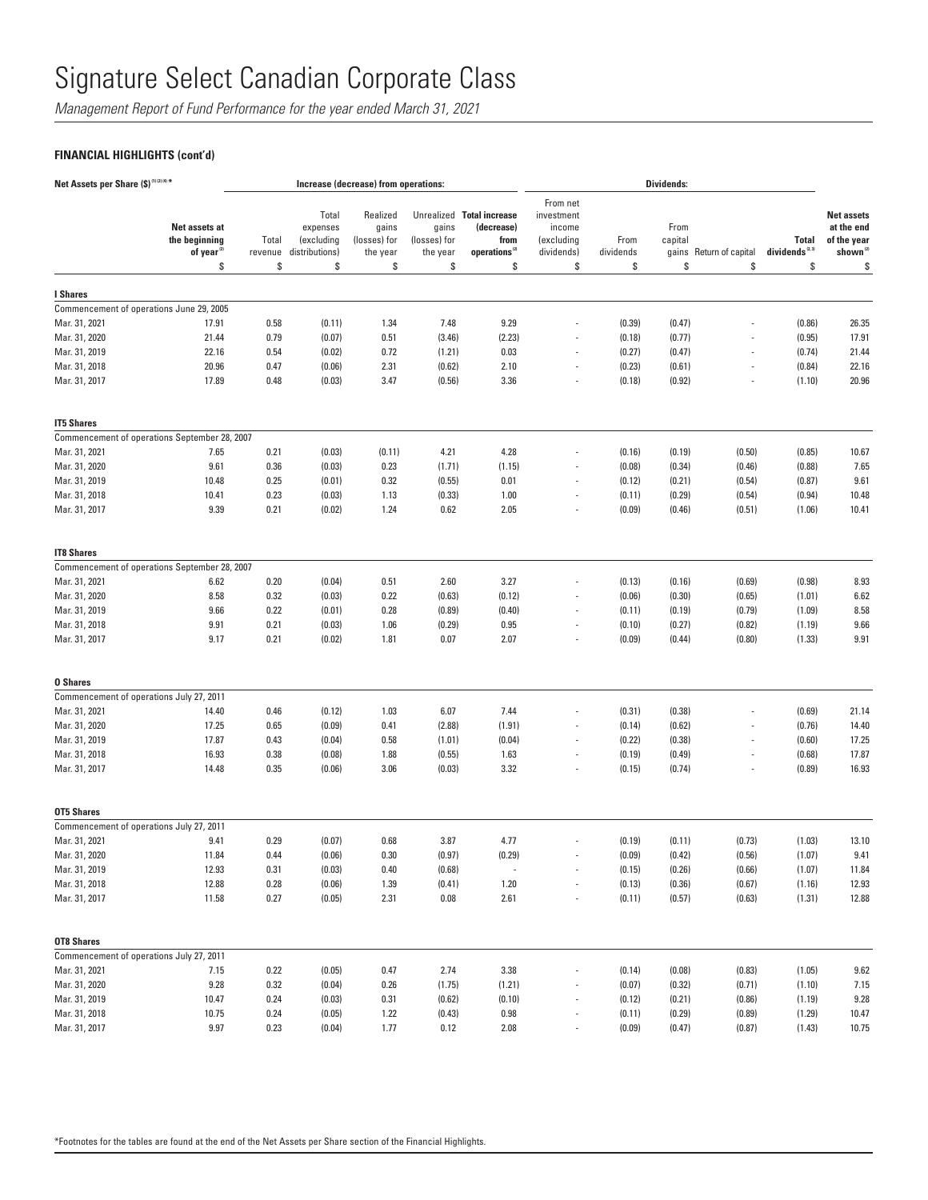# Signature Select Canadian Corporate Class

*Management Report of Fund Performance for the year ended March 31, 2021*

**FINANCIAL HIGHLIGHTS (cont'd)**

| Net Assets per Share ($)[1][2][4]* | | Increase (decrease) from operations: | | | | | Dividends: | | | | | |
|---|---|---|---|---|---|---|---|---|---|---|---|---|
| | Net assets at the beginning of year[2] | Total revenue | Total expenses (excluding distributions) | Realized gains (losses) for the year | Unrealized gains (losses) for the year | Total increase (decrease) from operations[2] | From net investment income (excluding dividends) | From dividends | From capital gains | Return of capital | Total dividends[2,3] | Net assets at the end of the year shown[2] |
| | $ | $ | $ | $ | $ | $ | $ | $ | $ | $ | $ | $ |
| **I Shares** | | | | | | | | | | | | |
| Commencement of operations June 29, 2005 | | | | | | | | | | | | |
| Mar. 31, 2021 | 17.91 | 0.58 | (0.11) | 1.34 | 7.48 | 9.29 | - | (0.39) | (0.47) | - | (0.86) | 26.35 |
| Mar. 31, 2020 | 21.44 | 0.79 | (0.07) | 0.51 | (3.46) | (2.23) | - | (0.18) | (0.77) | - | (0.95) | 17.91 |
| Mar. 31, 2019 | 22.16 | 0.54 | (0.02) | 0.72 | (1.21) | 0.03 | - | (0.27) | (0.47) | - | (0.74) | 21.44 |
| Mar. 31, 2018 | 20.96 | 0.47 | (0.06) | 2.31 | (0.62) | 2.10 | - | (0.23) | (0.61) | - | (0.84) | 22.16 |
| Mar. 31, 2017 | 17.89 | 0.48 | (0.03) | 3.47 | (0.56) | 3.36 | - | (0.18) | (0.92) | - | (1.10) | 20.96 |
| **IT5 Shares** | | | | | | | | | | | | |
| Commencement of operations September 28, 2007 | | | | | | | | | | | | |
| Mar. 31, 2021 | 7.65 | 0.21 | (0.03) | (0.11) | 4.21 | 4.28 | - | (0.16) | (0.19) | (0.50) | (0.85) | 10.67 |
| Mar. 31, 2020 | 9.61 | 0.36 | (0.03) | 0.23 | (1.71) | (1.15) | - | (0.08) | (0.34) | (0.46) | (0.88) | 7.65 |
| Mar. 31, 2019 | 10.48 | 0.25 | (0.01) | 0.32 | (0.55) | 0.01 | - | (0.12) | (0.21) | (0.54) | (0.87) | 9.61 |
| Mar. 31, 2018 | 10.41 | 0.23 | (0.03) | 1.13 | (0.33) | 1.00 | - | (0.11) | (0.29) | (0.54) | (0.94) | 10.48 |
| Mar. 31, 2017 | 9.39 | 0.21 | (0.02) | 1.24 | 0.62 | 2.05 | - | (0.09) | (0.46) | (0.51) | (1.06) | 10.41 |
| **IT8 Shares** | | | | | | | | | | | | |
| Commencement of operations September 28, 2007 | | | | | | | | | | | | |
| Mar. 31, 2021 | 6.62 | 0.20 | (0.04) | 0.51 | 2.60 | 3.27 | - | (0.13) | (0.16) | (0.69) | (0.98) | 8.93 |
| Mar. 31, 2020 | 8.58 | 0.32 | (0.03) | 0.22 | (0.63) | (0.12) | - | (0.06) | (0.30) | (0.65) | (1.01) | 6.62 |
| Mar. 31, 2019 | 9.66 | 0.22 | (0.01) | 0.28 | (0.89) | (0.40) | - | (0.11) | (0.19) | (0.79) | (1.09) | 8.58 |
| Mar. 31, 2018 | 9.91 | 0.21 | (0.03) | 1.06 | (0.29) | 0.95 | - | (0.10) | (0.27) | (0.82) | (1.19) | 9.66 |
| Mar. 31, 2017 | 9.17 | 0.21 | (0.02) | 1.81 | 0.07 | 2.07 | - | (0.09) | (0.44) | (0.80) | (1.33) | 9.91 |
| **O Shares** | | | | | | | | | | | | |
| Commencement of operations July 27, 2011 | | | | | | | | | | | | |
| Mar. 31, 2021 | 14.40 | 0.46 | (0.12) | 1.03 | 6.07 | 7.44 | - | (0.31) | (0.38) | - | (0.69) | 21.14 |
| Mar. 31, 2020 | 17.25 | 0.65 | (0.09) | 0.41 | (2.88) | (1.91) | - | (0.14) | (0.62) | - | (0.76) | 14.40 |
| Mar. 31, 2019 | 17.87 | 0.43 | (0.04) | 0.58 | (1.01) | (0.04) | - | (0.22) | (0.38) | - | (0.60) | 17.25 |
| Mar. 31, 2018 | 16.93 | 0.38 | (0.08) | 1.88 | (0.55) | 1.63 | - | (0.19) | (0.49) | - | (0.68) | 17.87 |
| Mar. 31, 2017 | 14.48 | 0.35 | (0.06) | 3.06 | (0.03) | 3.32 | - | (0.15) | (0.74) | - | (0.89) | 16.93 |
| **OT5 Shares** | | | | | | | | | | | | |
| Commencement of operations July 27, 2011 | | | | | | | | | | | | |
| Mar. 31, 2021 | 9.41 | 0.29 | (0.07) | 0.68 | 3.87 | 4.77 | - | (0.19) | (0.11) | (0.73) | (1.03) | 13.10 |
| Mar. 31, 2020 | 11.84 | 0.44 | (0.06) | 0.30 | (0.97) | (0.29) | - | (0.09) | (0.42) | (0.56) | (1.07) | 9.41 |
| Mar. 31, 2019 | 12.93 | 0.31 | (0.03) | 0.40 | (0.68) | - | - | (0.15) | (0.26) | (0.66) | (1.07) | 11.84 |
| Mar. 31, 2018 | 12.88 | 0.28 | (0.06) | 1.39 | (0.41) | 1.20 | - | (0.13) | (0.36) | (0.67) | (1.16) | 12.93 |
| Mar. 31, 2017 | 11.58 | 0.27 | (0.05) | 2.31 | 0.08 | 2.61 | - | (0.11) | (0.57) | (0.63) | (1.31) | 12.88 |
| **OT8 Shares** | | | | | | | | | | | | |
| Commencement of operations July 27, 2011 | | | | | | | | | | | | |
| Mar. 31, 2021 | 7.15 | 0.22 | (0.05) | 0.47 | 2.74 | 3.38 | - | (0.14) | (0.08) | (0.83) | (1.05) | 9.62 |
| Mar. 31, 2020 | 9.28 | 0.32 | (0.04) | 0.26 | (1.75) | (1.21) | - | (0.07) | (0.32) | (0.71) | (1.10) | 7.15 |
| Mar. 31, 2019 | 10.47 | 0.24 | (0.03) | 0.31 | (0.62) | (0.10) | - | (0.12) | (0.21) | (0.86) | (1.19) | 9.28 |
| Mar. 31, 2018 | 10.75 | 0.24 | (0.05) | 1.22 | (0.43) | 0.98 | - | (0.11) | (0.29) | (0.89) | (1.29) | 10.47 |
| Mar. 31, 2017 | 9.97 | 0.23 | (0.04) | 1.77 | 0.12 | 2.08 | - | (0.09) | (0.47) | (0.87) | (1.43) | 10.75 |

*Footnotes for the tables are found at the end of the Net Assets per Share section of the Financial Highlights.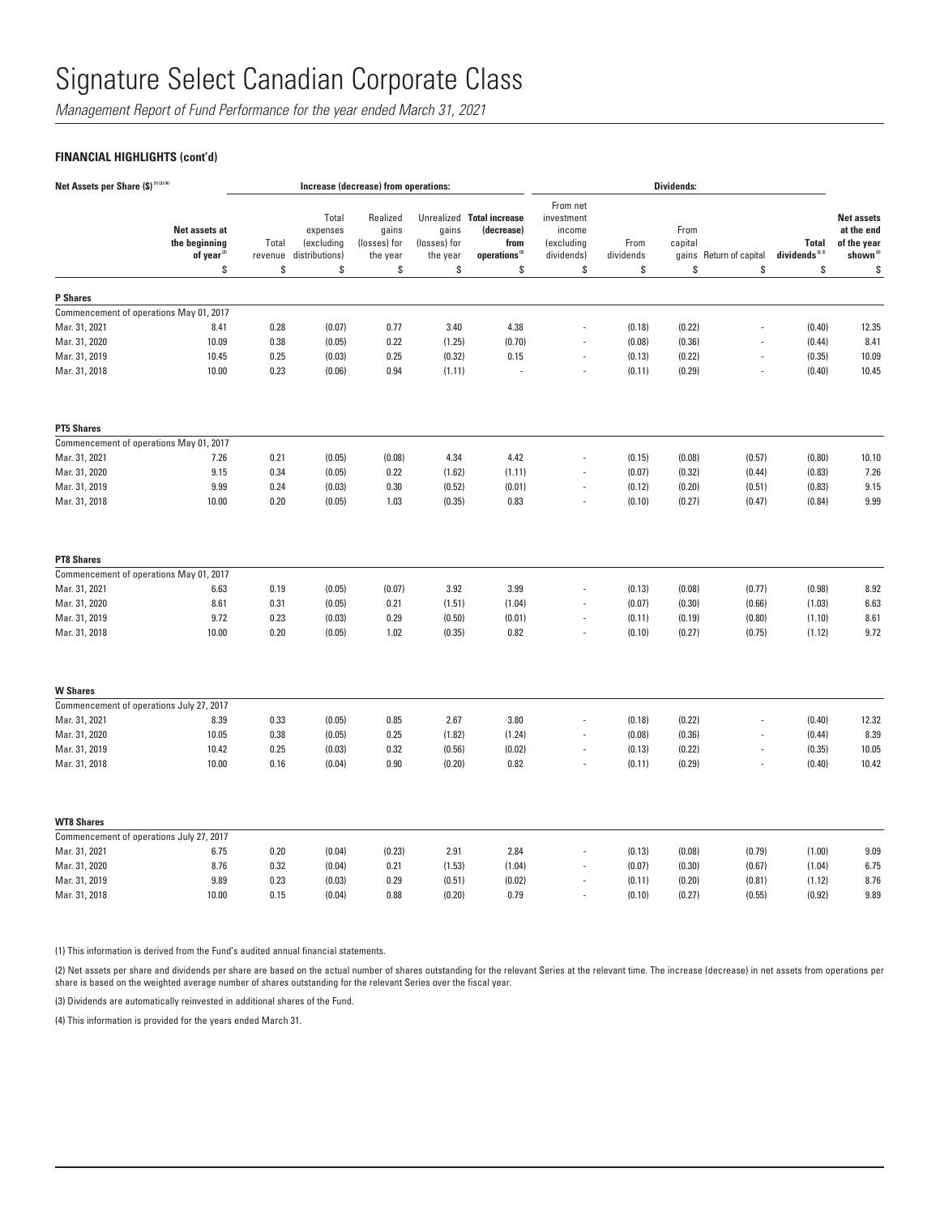# Signature Select Canadian Corporate Class

*Management Report of Fund Performance for the year ended March 31, 2021*

**FINANCIAL HIGHLIGHTS (cont'd)**

| Net Assets per Share ($) (1)(2)(4) | | Increase (decrease) from operations: | | | | | Dividends: | | | | | |
|---|---|---|---|---|---|---|---|---|---|---|---|---|
| | Net assets at the beginning of year (2) | Total revenue | Total expenses (excluding distributions) | Realized gains (losses) for the year | Unrealized gains (losses) for the year | Total increase (decrease) from operations (2) | From net investment income (excluding dividends) | From dividends | From capital gains | Return of capital | Total dividends (2,3) | Net assets at the end of the year shown (2) |
| | $ | $ | $ | $ | $ | $ | $ | $ | $ | $ | $ | $ |
| **P Shares** | | | | | | | | | | | | |
| Commencement of operations May 01, 2017 | | | | | | | | | | | | |
| Mar. 31, 2021 | 8.41 | 0.28 | (0.07) | 0.77 | 3.40 | 4.38 | - | (0.18) | (0.22) | - | (0.40) | 12.35 |
| Mar. 31, 2020 | 10.09 | 0.38 | (0.05) | 0.22 | (1.25) | (0.70) | - | (0.08) | (0.36) | - | (0.44) | 8.41 |
| Mar. 31, 2019 | 10.45 | 0.25 | (0.03) | 0.25 | (0.32) | 0.15 | - | (0.13) | (0.22) | - | (0.35) | 10.09 |
| Mar. 31, 2018 | 10.00 | 0.23 | (0.06) | 0.94 | (1.11) | - | - | (0.11) | (0.29) | - | (0.40) | 10.45 |
| **PT5 Shares** | | | | | | | | | | | | |
| Commencement of operations May 01, 2017 | | | | | | | | | | | | |
| Mar. 31, 2021 | 7.26 | 0.21 | (0.05) | (0.08) | 4.34 | 4.42 | - | (0.15) | (0.08) | (0.57) | (0.80) | 10.10 |
| Mar. 31, 2020 | 9.15 | 0.34 | (0.05) | 0.22 | (1.62) | (1.11) | - | (0.07) | (0.32) | (0.44) | (0.83) | 7.26 |
| Mar. 31, 2019 | 9.99 | 0.24 | (0.03) | 0.30 | (0.52) | (0.01) | - | (0.12) | (0.20) | (0.51) | (0.83) | 9.15 |
| Mar. 31, 2018 | 10.00 | 0.20 | (0.05) | 1.03 | (0.35) | 0.83 | - | (0.10) | (0.27) | (0.47) | (0.84) | 9.99 |
| **PT8 Shares** | | | | | | | | | | | | |
| Commencement of operations May 01, 2017 | | | | | | | | | | | | |
| Mar. 31, 2021 | 6.63 | 0.19 | (0.05) | (0.07) | 3.92 | 3.99 | - | (0.13) | (0.08) | (0.77) | (0.98) | 8.92 |
| Mar. 31, 2020 | 8.61 | 0.31 | (0.05) | 0.21 | (1.51) | (1.04) | - | (0.07) | (0.30) | (0.66) | (1.03) | 6.63 |
| Mar. 31, 2019 | 9.72 | 0.23 | (0.03) | 0.29 | (0.50) | (0.01) | - | (0.11) | (0.19) | (0.80) | (1.10) | 8.61 |
| Mar. 31, 2018 | 10.00 | 0.20 | (0.05) | 1.02 | (0.35) | 0.82 | - | (0.10) | (0.27) | (0.75) | (1.12) | 9.72 |
| **W Shares** | | | | | | | | | | | | |
| Commencement of operations July 27, 2017 | | | | | | | | | | | | |
| Mar. 31, 2021 | 8.39 | 0.33 | (0.05) | 0.85 | 2.67 | 3.80 | - | (0.18) | (0.22) | - | (0.40) | 12.32 |
| Mar. 31, 2020 | 10.05 | 0.38 | (0.05) | 0.25 | (1.82) | (1.24) | - | (0.08) | (0.36) | - | (0.44) | 8.39 |
| Mar. 31, 2019 | 10.42 | 0.25 | (0.03) | 0.32 | (0.56) | (0.02) | - | (0.13) | (0.22) | - | (0.35) | 10.05 |
| Mar. 31, 2018 | 10.00 | 0.16 | (0.04) | 0.90 | (0.20) | 0.82 | - | (0.11) | (0.29) | - | (0.40) | 10.42 |
| **WT8 Shares** | | | | | | | | | | | | |
| Commencement of operations July 27, 2017 | | | | | | | | | | | | |
| Mar. 31, 2021 | 6.75 | 0.20 | (0.04) | (0.23) | 2.91 | 2.84 | - | (0.13) | (0.08) | (0.79) | (1.00) | 9.09 |
| Mar. 31, 2020 | 8.76 | 0.32 | (0.04) | 0.21 | (1.53) | (1.04) | - | (0.07) | (0.30) | (0.67) | (1.04) | 6.75 |
| Mar. 31, 2019 | 9.89 | 0.23 | (0.03) | 0.29 | (0.51) | (0.02) | - | (0.11) | (0.20) | (0.81) | (1.12) | 8.76 |
| Mar. 31, 2018 | 10.00 | 0.15 | (0.04) | 0.88 | (0.20) | 0.79 | - | (0.10) | (0.27) | (0.55) | (0.92) | 9.89 |

(1) This information is derived from the Fund's audited annual financial statements.

(2) Net assets per share and dividends per share are based on the actual number of shares outstanding for the relevant Series at the relevant time. The increase (decrease) in net assets from operations per share is based on the weighted average number of shares outstanding for the relevant Series over the fiscal year.

(3) Dividends are automatically reinvested in additional shares of the Fund.

(4) This information is provided for the years ended March 31.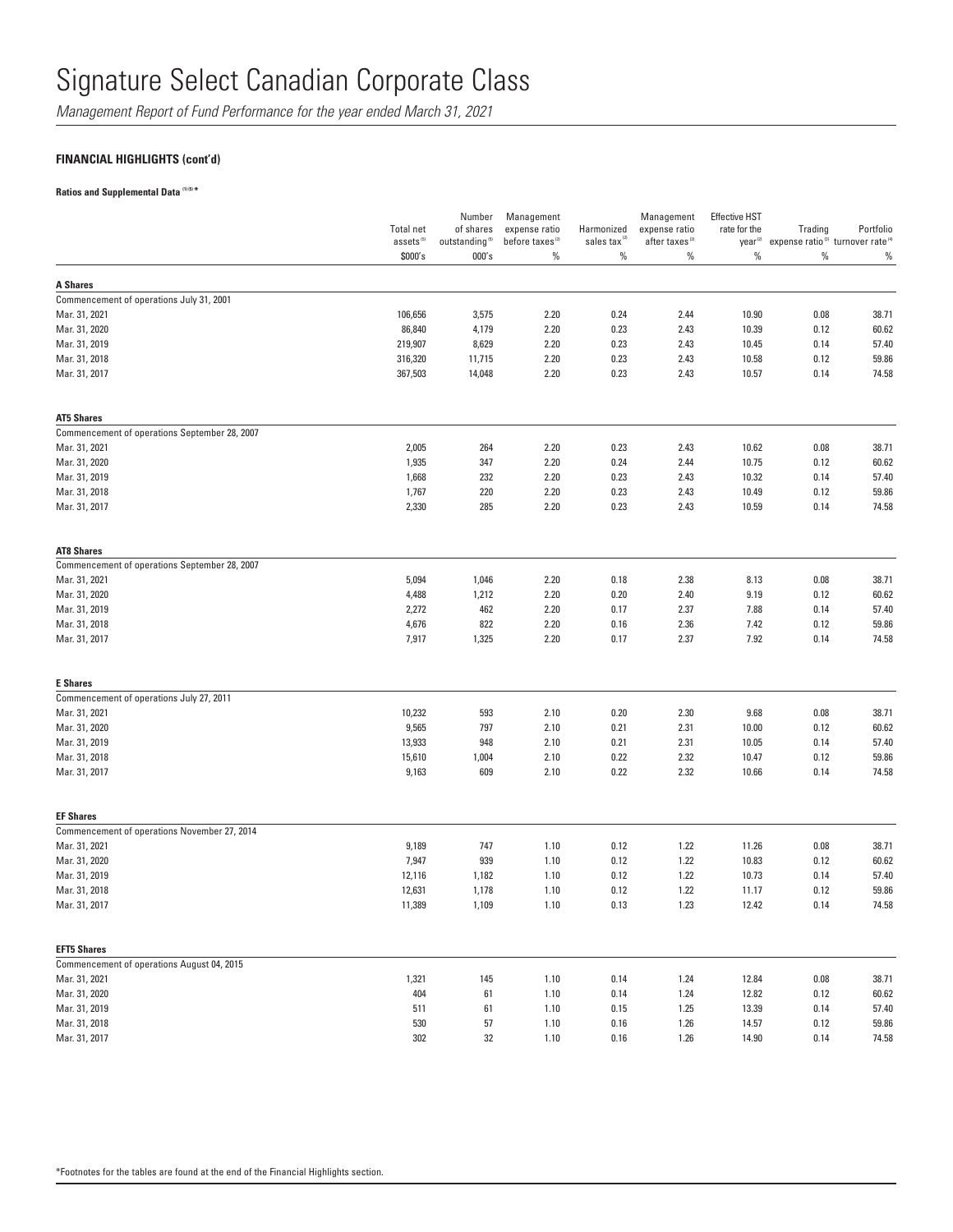# Signature Select Canadian Corporate Class

*Management Report of Fund Performance for the year ended March 31, 2021*

**FINANCIAL HIGHLIGHTS (cont'd)**

**Ratios and Supplemental Data [1][5] ***

| | Total net assets [5] | Number of shares outstanding [5] | Management expense ratio before taxes [2] | Harmonized sales tax [2] | Management expense ratio after taxes [2] | Effective HST rate for the year [2] | Trading expense ratio [3] | Portfolio turnover rate [4] |
|---|---|---|---|---|---|---|---|---|
| | $000's | 000's | % | % | % | % | % | % |
| **A Shares** | | | | | | | | |
| Commencement of operations July 31, 2001 | | | | | | | | |
| Mar. 31, 2021 | 106,656 | 3,575 | 2.20 | 0.24 | 2.44 | 10.90 | 0.08 | 38.71 |
| Mar. 31, 2020 | 86,840 | 4,179 | 2.20 | 0.23 | 2.43 | 10.39 | 0.12 | 60.62 |
| Mar. 31, 2019 | 219,907 | 8,629 | 2.20 | 0.23 | 2.43 | 10.45 | 0.14 | 57.40 |
| Mar. 31, 2018 | 316,320 | 11,715 | 2.20 | 0.23 | 2.43 | 10.58 | 0.12 | 59.86 |
| Mar. 31, 2017 | 367,503 | 14,048 | 2.20 | 0.23 | 2.43 | 10.57 | 0.14 | 74.58 |
| **AT5 Shares** | | | | | | | | |
| Commencement of operations September 28, 2007 | | | | | | | | |
| Mar. 31, 2021 | 2,005 | 264 | 2.20 | 0.23 | 2.43 | 10.62 | 0.08 | 38.71 |
| Mar. 31, 2020 | 1,935 | 347 | 2.20 | 0.24 | 2.44 | 10.75 | 0.12 | 60.62 |
| Mar. 31, 2019 | 1,668 | 232 | 2.20 | 0.23 | 2.43 | 10.32 | 0.14 | 57.40 |
| Mar. 31, 2018 | 1,767 | 220 | 2.20 | 0.23 | 2.43 | 10.49 | 0.12 | 59.86 |
| Mar. 31, 2017 | 2,330 | 285 | 2.20 | 0.23 | 2.43 | 10.59 | 0.14 | 74.58 |
| **AT8 Shares** | | | | | | | | |
| Commencement of operations September 28, 2007 | | | | | | | | |
| Mar. 31, 2021 | 5,094 | 1,046 | 2.20 | 0.18 | 2.38 | 8.13 | 0.08 | 38.71 |
| Mar. 31, 2020 | 4,488 | 1,212 | 2.20 | 0.20 | 2.40 | 9.19 | 0.12 | 60.62 |
| Mar. 31, 2019 | 2,272 | 462 | 2.20 | 0.17 | 2.37 | 7.88 | 0.14 | 57.40 |
| Mar. 31, 2018 | 4,676 | 822 | 2.20 | 0.16 | 2.36 | 7.42 | 0.12 | 59.86 |
| Mar. 31, 2017 | 7,917 | 1,325 | 2.20 | 0.17 | 2.37 | 7.92 | 0.14 | 74.58 |
| **E Shares** | | | | | | | | |
| Commencement of operations July 27, 2011 | | | | | | | | |
| Mar. 31, 2021 | 10,232 | 593 | 2.10 | 0.20 | 2.30 | 9.68 | 0.08 | 38.71 |
| Mar. 31, 2020 | 9,565 | 797 | 2.10 | 0.21 | 2.31 | 10.00 | 0.12 | 60.62 |
| Mar. 31, 2019 | 13,933 | 948 | 2.10 | 0.21 | 2.31 | 10.05 | 0.14 | 57.40 |
| Mar. 31, 2018 | 15,610 | 1,004 | 2.10 | 0.22 | 2.32 | 10.47 | 0.12 | 59.86 |
| Mar. 31, 2017 | 9,163 | 609 | 2.10 | 0.22 | 2.32 | 10.66 | 0.14 | 74.58 |
| **EF Shares** | | | | | | | | |
| Commencement of operations November 27, 2014 | | | | | | | | |
| Mar. 31, 2021 | 9,189 | 747 | 1.10 | 0.12 | 1.22 | 11.26 | 0.08 | 38.71 |
| Mar. 31, 2020 | 7,947 | 939 | 1.10 | 0.12 | 1.22 | 10.83 | 0.12 | 60.62 |
| Mar. 31, 2019 | 12,116 | 1,182 | 1.10 | 0.12 | 1.22 | 10.73 | 0.14 | 57.40 |
| Mar. 31, 2018 | 12,631 | 1,178 | 1.10 | 0.12 | 1.22 | 11.17 | 0.12 | 59.86 |
| Mar. 31, 2017 | 11,389 | 1,109 | 1.10 | 0.13 | 1.23 | 12.42 | 0.14 | 74.58 |
| **EFT5 Shares** | | | | | | | | |
| Commencement of operations August 04, 2015 | | | | | | | | |
| Mar. 31, 2021 | 1,321 | 145 | 1.10 | 0.14 | 1.24 | 12.84 | 0.08 | 38.71 |
| Mar. 31, 2020 | 404 | 61 | 1.10 | 0.14 | 1.24 | 12.82 | 0.12 | 60.62 |
| Mar. 31, 2019 | 511 | 61 | 1.10 | 0.15 | 1.25 | 13.39 | 0.14 | 57.40 |
| Mar. 31, 2018 | 530 | 57 | 1.10 | 0.16 | 1.26 | 14.57 | 0.12 | 59.86 |
| Mar. 31, 2017 | 302 | 32 | 1.10 | 0.16 | 1.26 | 14.90 | 0.14 | 74.58 |

*Footnotes for the tables are found at the end of the Financial Highlights section.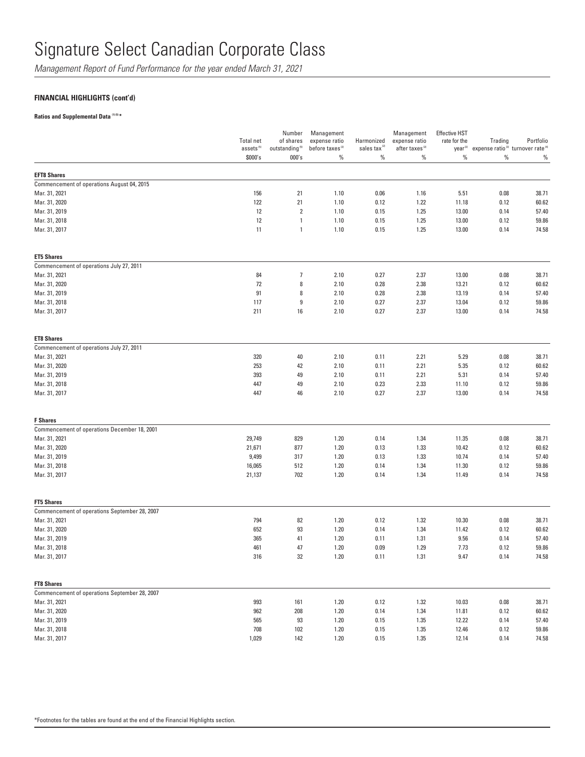# Signature Select Canadian Corporate Class

*Management Report of Fund Performance for the year ended March 31, 2021*

**FINANCIAL HIGHLIGHTS (cont'd)**

**Ratios and Supplemental Data [1][5] ***

| | Total net assets [5] | Number of shares outstanding [5] | Management expense ratio before taxes [2] | Harmonized sales tax [2] | Management expense ratio after taxes [2] | Effective HST rate for the year [2] | Trading expense ratio [3] | Portfolio turnover rate [4] |
|---|---|---|---|---|---|---|---|---|
| | $000's | 000's | % | % | % | % | % | % |
| **EFT8 Shares** | | | | | | | | |
| Commencement of operations August 04, 2015 | | | | | | | | |
| Mar. 31, 2021 | 156 | 21 | 1.10 | 0.06 | 1.16 | 5.51 | 0.08 | 38.71 |
| Mar. 31, 2020 | 122 | 21 | 1.10 | 0.12 | 1.22 | 11.18 | 0.12 | 60.62 |
| Mar. 31, 2019 | 12 | 2 | 1.10 | 0.15 | 1.25 | 13.00 | 0.14 | 57.40 |
| Mar. 31, 2018 | 12 | 1 | 1.10 | 0.15 | 1.25 | 13.00 | 0.12 | 59.86 |
| Mar. 31, 2017 | 11 | 1 | 1.10 | 0.15 | 1.25 | 13.00 | 0.14 | 74.58 |
| **ET5 Shares** | | | | | | | | |
| Commencement of operations July 27, 2011 | | | | | | | | |
| Mar. 31, 2021 | 84 | 7 | 2.10 | 0.27 | 2.37 | 13.00 | 0.08 | 38.71 |
| Mar. 31, 2020 | 72 | 8 | 2.10 | 0.28 | 2.38 | 13.21 | 0.12 | 60.62 |
| Mar. 31, 2019 | 91 | 8 | 2.10 | 0.28 | 2.38 | 13.19 | 0.14 | 57.40 |
| Mar. 31, 2018 | 117 | 9 | 2.10 | 0.27 | 2.37 | 13.04 | 0.12 | 59.86 |
| Mar. 31, 2017 | 211 | 16 | 2.10 | 0.27 | 2.37 | 13.00 | 0.14 | 74.58 |
| **ET8 Shares** | | | | | | | | |
| Commencement of operations July 27, 2011 | | | | | | | | |
| Mar. 31, 2021 | 320 | 40 | 2.10 | 0.11 | 2.21 | 5.29 | 0.08 | 38.71 |
| Mar. 31, 2020 | 253 | 42 | 2.10 | 0.11 | 2.21 | 5.35 | 0.12 | 60.62 |
| Mar. 31, 2019 | 393 | 49 | 2.10 | 0.11 | 2.21 | 5.31 | 0.14 | 57.40 |
| Mar. 31, 2018 | 447 | 49 | 2.10 | 0.23 | 2.33 | 11.10 | 0.12 | 59.86 |
| Mar. 31, 2017 | 447 | 46 | 2.10 | 0.27 | 2.37 | 13.00 | 0.14 | 74.58 |
| **F Shares** | | | | | | | | |
| Commencement of operations December 18, 2001 | | | | | | | | |
| Mar. 31, 2021 | 29,749 | 829 | 1.20 | 0.14 | 1.34 | 11.35 | 0.08 | 38.71 |
| Mar. 31, 2020 | 21,671 | 877 | 1.20 | 0.13 | 1.33 | 10.42 | 0.12 | 60.62 |
| Mar. 31, 2019 | 9,499 | 317 | 1.20 | 0.13 | 1.33 | 10.74 | 0.14 | 57.40 |
| Mar. 31, 2018 | 16,065 | 512 | 1.20 | 0.14 | 1.34 | 11.30 | 0.12 | 59.86 |
| Mar. 31, 2017 | 21,137 | 702 | 1.20 | 0.14 | 1.34 | 11.49 | 0.14 | 74.58 |
| **FT5 Shares** | | | | | | | | |
| Commencement of operations September 28, 2007 | | | | | | | | |
| Mar. 31, 2021 | 794 | 82 | 1.20 | 0.12 | 1.32 | 10.30 | 0.08 | 38.71 |
| Mar. 31, 2020 | 652 | 93 | 1.20 | 0.14 | 1.34 | 11.42 | 0.12 | 60.62 |
| Mar. 31, 2019 | 365 | 41 | 1.20 | 0.11 | 1.31 | 9.56 | 0.14 | 57.40 |
| Mar. 31, 2018 | 461 | 47 | 1.20 | 0.09 | 1.29 | 7.73 | 0.12 | 59.86 |
| Mar. 31, 2017 | 316 | 32 | 1.20 | 0.11 | 1.31 | 9.47 | 0.14 | 74.58 |
| **FT8 Shares** | | | | | | | | |
| Commencement of operations September 28, 2007 | | | | | | | | |
| Mar. 31, 2021 | 993 | 161 | 1.20 | 0.12 | 1.32 | 10.03 | 0.08 | 38.71 |
| Mar. 31, 2020 | 962 | 208 | 1.20 | 0.14 | 1.34 | 11.81 | 0.12 | 60.62 |
| Mar. 31, 2019 | 565 | 93 | 1.20 | 0.15 | 1.35 | 12.22 | 0.14 | 57.40 |
| Mar. 31, 2018 | 708 | 102 | 1.20 | 0.15 | 1.35 | 12.46 | 0.12 | 59.86 |
| Mar. 31, 2017 | 1,029 | 142 | 1.20 | 0.15 | 1.35 | 12.14 | 0.14 | 74.58 |

*Footnotes for the tables are found at the end of the Financial Highlights section.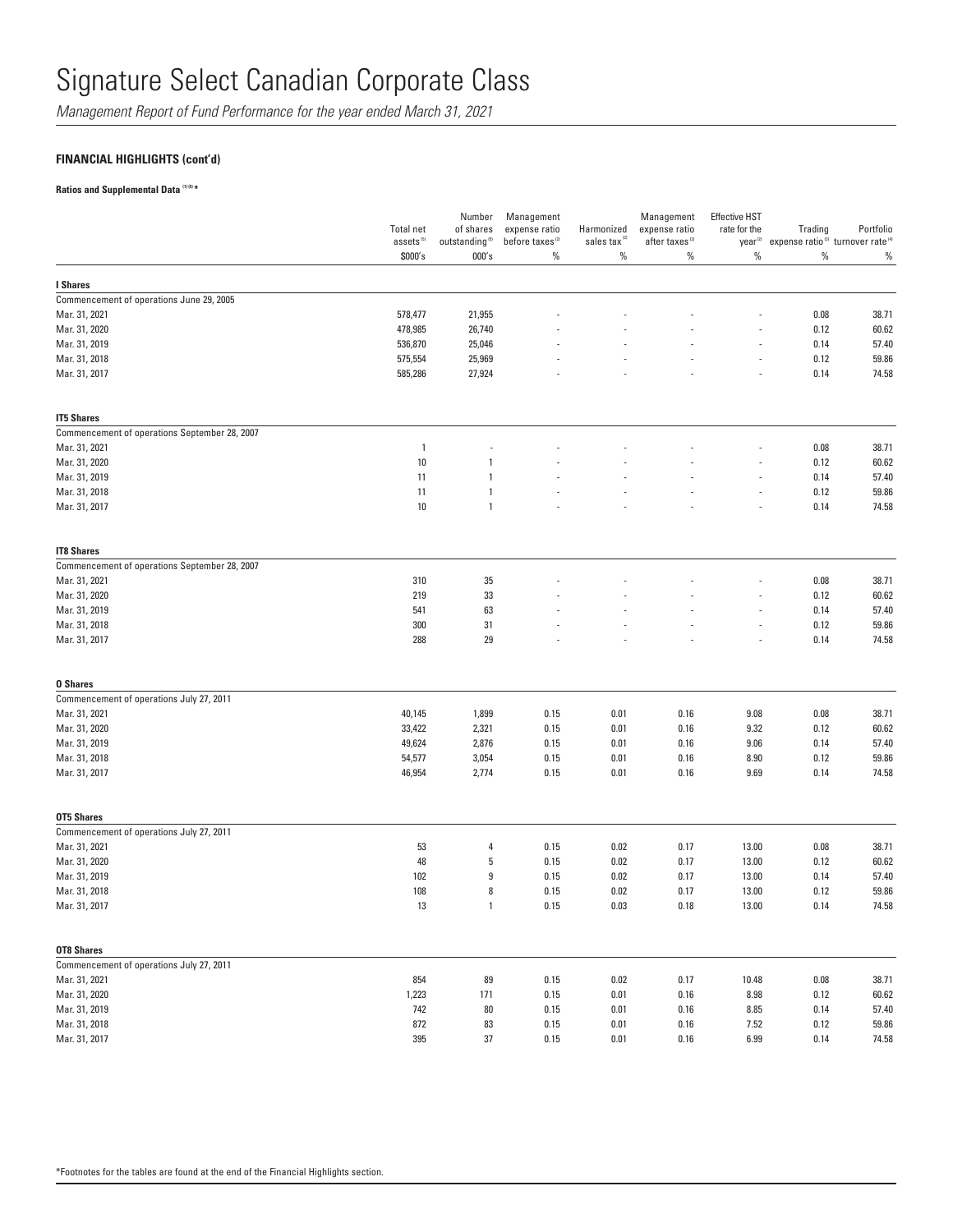# Signature Select Canadian Corporate Class

*Management Report of Fund Performance for the year ended March 31, 2021*

**FINANCIAL HIGHLIGHTS (cont'd)**

**Ratios and Supplemental Data [1][5] ***

| | Total net assets[5] | Number of shares outstanding[5] | Management expense ratio before taxes[2] | Harmonized sales tax[2] | Management expense ratio after taxes[2] | Effective HST rate for the year[2] | Trading expense ratio[3] | Portfolio turnover rate[4] |
|---|---|---|---|---|---|---|---|---|
| | $000's | 000's | % | % | % | % | % | % |
| **I Shares** | | | | | | | | |
| Commencement of operations June 29, 2005 | | | | | | | | |
| Mar. 31, 2021 | 578,477 | 21,955 | - | - | - | - | 0.08 | 38.71 |
| Mar. 31, 2020 | 478,985 | 26,740 | - | - | - | - | 0.12 | 60.62 |
| Mar. 31, 2019 | 536,870 | 25,046 | - | - | - | - | 0.14 | 57.40 |
| Mar. 31, 2018 | 575,554 | 25,969 | - | - | - | - | 0.12 | 59.86 |
| Mar. 31, 2017 | 585,286 | 27,924 | - | - | - | - | 0.14 | 74.58 |
| **IT5 Shares** | | | | | | | | |
| Commencement of operations September 28, 2007 | | | | | | | | |
| Mar. 31, 2021 | 1 | - | - | - | - | - | 0.08 | 38.71 |
| Mar. 31, 2020 | 10 | 1 | - | - | - | - | 0.12 | 60.62 |
| Mar. 31, 2019 | 11 | 1 | - | - | - | - | 0.14 | 57.40 |
| Mar. 31, 2018 | 11 | 1 | - | - | - | - | 0.12 | 59.86 |
| Mar. 31, 2017 | 10 | 1 | - | - | - | - | 0.14 | 74.58 |
| **IT8 Shares** | | | | | | | | |
| Commencement of operations September 28, 2007 | | | | | | | | |
| Mar. 31, 2021 | 310 | 35 | - | - | - | - | 0.08 | 38.71 |
| Mar. 31, 2020 | 219 | 33 | - | - | - | - | 0.12 | 60.62 |
| Mar. 31, 2019 | 541 | 63 | - | - | - | - | 0.14 | 57.40 |
| Mar. 31, 2018 | 300 | 31 | - | - | - | - | 0.12 | 59.86 |
| Mar. 31, 2017 | 288 | 29 | - | - | - | - | 0.14 | 74.58 |
| **O Shares** | | | | | | | | |
| Commencement of operations July 27, 2011 | | | | | | | | |
| Mar. 31, 2021 | 40,145 | 1,899 | 0.15 | 0.01 | 0.16 | 9.08 | 0.08 | 38.71 |
| Mar. 31, 2020 | 33,422 | 2,321 | 0.15 | 0.01 | 0.16 | 9.32 | 0.12 | 60.62 |
| Mar. 31, 2019 | 49,624 | 2,876 | 0.15 | 0.01 | 0.16 | 9.06 | 0.14 | 57.40 |
| Mar. 31, 2018 | 54,577 | 3,054 | 0.15 | 0.01 | 0.16 | 8.90 | 0.12 | 59.86 |
| Mar. 31, 2017 | 46,954 | 2,774 | 0.15 | 0.01 | 0.16 | 9.69 | 0.14 | 74.58 |
| **OT5 Shares** | | | | | | | | |
| Commencement of operations July 27, 2011 | | | | | | | | |
| Mar. 31, 2021 | 53 | 4 | 0.15 | 0.02 | 0.17 | 13.00 | 0.08 | 38.71 |
| Mar. 31, 2020 | 48 | 5 | 0.15 | 0.02 | 0.17 | 13.00 | 0.12 | 60.62 |
| Mar. 31, 2019 | 102 | 9 | 0.15 | 0.02 | 0.17 | 13.00 | 0.14 | 57.40 |
| Mar. 31, 2018 | 108 | 8 | 0.15 | 0.02 | 0.17 | 13.00 | 0.12 | 59.86 |
| Mar. 31, 2017 | 13 | 1 | 0.15 | 0.03 | 0.18 | 13.00 | 0.14 | 74.58 |
| **OT8 Shares** | | | | | | | | |
| Commencement of operations July 27, 2011 | | | | | | | | |
| Mar. 31, 2021 | 854 | 89 | 0.15 | 0.02 | 0.17 | 10.48 | 0.08 | 38.71 |
| Mar. 31, 2020 | 1,223 | 171 | 0.15 | 0.01 | 0.16 | 8.98 | 0.12 | 60.62 |
| Mar. 31, 2019 | 742 | 80 | 0.15 | 0.01 | 0.16 | 8.85 | 0.14 | 57.40 |
| Mar. 31, 2018 | 872 | 83 | 0.15 | 0.01 | 0.16 | 7.52 | 0.12 | 59.86 |
| Mar. 31, 2017 | 395 | 37 | 0.15 | 0.01 | 0.16 | 6.99 | 0.14 | 74.58 |

*Footnotes for the tables are found at the end of the Financial Highlights section.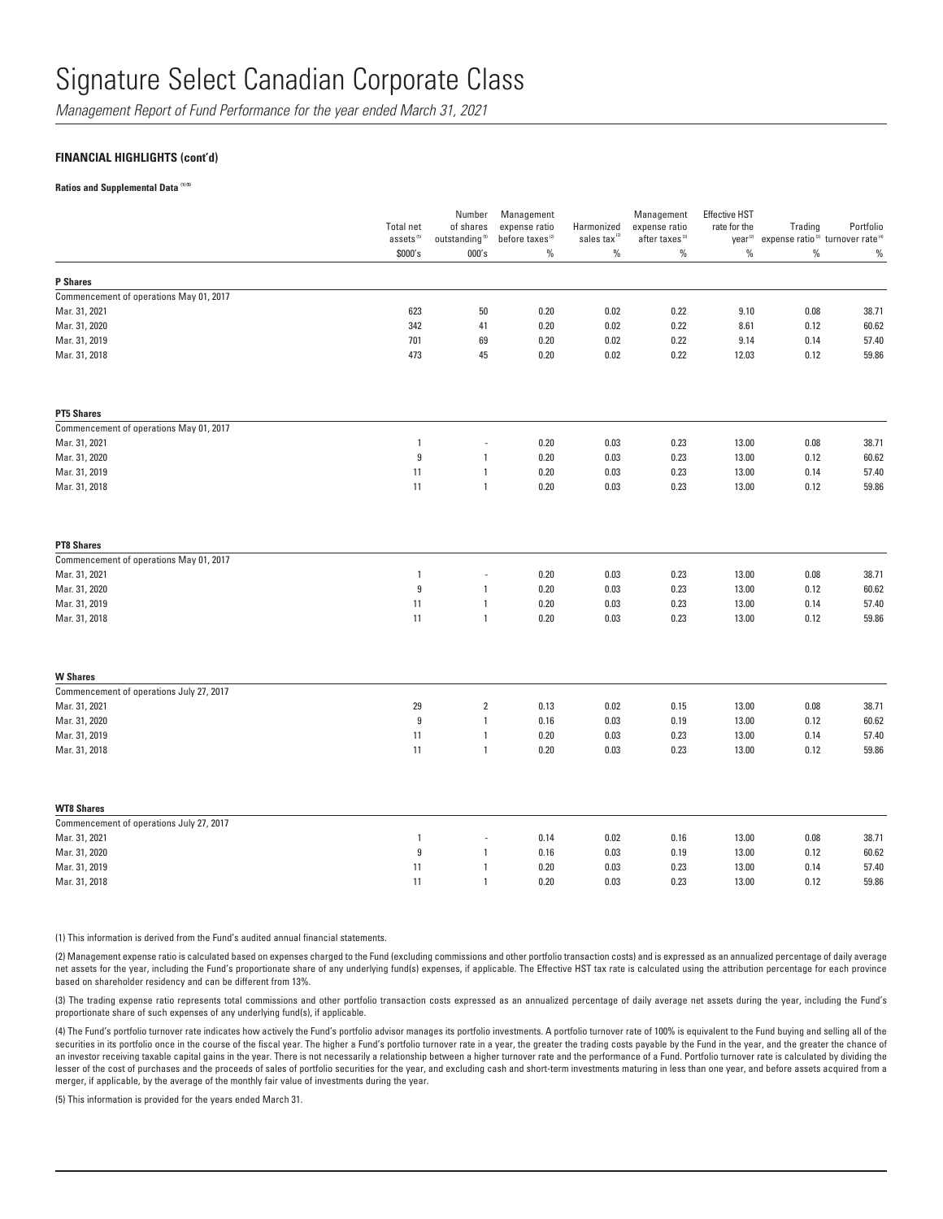# Signature Select Canadian Corporate Class

*Management Report of Fund Performance for the year ended March 31, 2021*

**FINANCIAL HIGHLIGHTS (cont'd)**

**Ratios and Supplemental Data** [1][5]

| | Total net assets [1] | Number of shares outstanding [1] | Management expense ratio before taxes [2] | Harmonized sales tax [2] | Management expense ratio after taxes [2] | Effective HST rate for the year [2] | Trading expense ratio [3] | Portfolio turnover rate [4] |
|---|---|---|---|---|---|---|---|---|
| | $000's | 000's | % | % | % | % | % | % |
| **P Shares** | | | | | | | | |
| Commencement of operations May 01, 2017 | | | | | | | | |
| Mar. 31, 2021 | 623 | 50 | 0.20 | 0.02 | 0.22 | 9.10 | 0.08 | 38.71 |
| Mar. 31, 2020 | 342 | 41 | 0.20 | 0.02 | 0.22 | 8.61 | 0.12 | 60.62 |
| Mar. 31, 2019 | 701 | 69 | 0.20 | 0.02 | 0.22 | 9.14 | 0.14 | 57.40 |
| Mar. 31, 2018 | 473 | 45 | 0.20 | 0.02 | 0.22 | 12.03 | 0.12 | 59.86 |
| **PT5 Shares** | | | | | | | | |
| Commencement of operations May 01, 2017 | | | | | | | | |
| Mar. 31, 2021 | 1 | - | 0.20 | 0.03 | 0.23 | 13.00 | 0.08 | 38.71 |
| Mar. 31, 2020 | 9 | 1 | 0.20 | 0.03 | 0.23 | 13.00 | 0.12 | 60.62 |
| Mar. 31, 2019 | 11 | 1 | 0.20 | 0.03 | 0.23 | 13.00 | 0.14 | 57.40 |
| Mar. 31, 2018 | 11 | 1 | 0.20 | 0.03 | 0.23 | 13.00 | 0.12 | 59.86 |
| **PT8 Shares** | | | | | | | | |
| Commencement of operations May 01, 2017 | | | | | | | | |
| Mar. 31, 2021 | 1 | - | 0.20 | 0.03 | 0.23 | 13.00 | 0.08 | 38.71 |
| Mar. 31, 2020 | 9 | 1 | 0.20 | 0.03 | 0.23 | 13.00 | 0.12 | 60.62 |
| Mar. 31, 2019 | 11 | 1 | 0.20 | 0.03 | 0.23 | 13.00 | 0.14 | 57.40 |
| Mar. 31, 2018 | 11 | 1 | 0.20 | 0.03 | 0.23 | 13.00 | 0.12 | 59.86 |
| **W Shares** | | | | | | | | |
| Commencement of operations July 27, 2017 | | | | | | | | |
| Mar. 31, 2021 | 29 | 2 | 0.13 | 0.02 | 0.15 | 13.00 | 0.08 | 38.71 |
| Mar. 31, 2020 | 9 | 1 | 0.16 | 0.03 | 0.19 | 13.00 | 0.12 | 60.62 |
| Mar. 31, 2019 | 11 | 1 | 0.20 | 0.03 | 0.23 | 13.00 | 0.14 | 57.40 |
| Mar. 31, 2018 | 11 | 1 | 0.20 | 0.03 | 0.23 | 13.00 | 0.12 | 59.86 |
| **WT8 Shares** | | | | | | | | |
| Commencement of operations July 27, 2017 | | | | | | | | |
| Mar. 31, 2021 | 1 | - | 0.14 | 0.02 | 0.16 | 13.00 | 0.08 | 38.71 |
| Mar. 31, 2020 | 9 | 1 | 0.16 | 0.03 | 0.19 | 13.00 | 0.12 | 60.62 |
| Mar. 31, 2019 | 11 | 1 | 0.20 | 0.03 | 0.23 | 13.00 | 0.14 | 57.40 |
| Mar. 31, 2018 | 11 | 1 | 0.20 | 0.03 | 0.23 | 13.00 | 0.12 | 59.86 |

(1) This information is derived from the Fund's audited annual financial statements.

(2) Management expense ratio is calculated based on expenses charged to the Fund (excluding commissions and other portfolio transaction costs) and is expressed as an annualized percentage of daily average net assets for the year, including the Fund's proportionate share of any underlying fund(s) expenses, if applicable. The Effective HST tax rate is calculated using the attribution percentage for each province based on shareholder residency and can be different from 13%.

(3) The trading expense ratio represents total commissions and other portfolio transaction costs expressed as an annualized percentage of daily average net assets during the year, including the Fund's proportionate share of such expenses of any underlying fund(s), if applicable.

(4) The Fund's portfolio turnover rate indicates how actively the Fund's portfolio advisor manages its portfolio investments. A portfolio turnover rate of 100% is equivalent to the Fund buying and selling all of the securities in its portfolio once in the course of the fiscal year. The higher a Fund's portfolio turnover rate in a year, the greater the trading costs payable by the Fund in the year, and the greater the chance of an investor receiving taxable capital gains in the year. There is not necessarily a relationship between a higher turnover rate and the performance of a Fund. Portfolio turnover rate is calculated by dividing the lesser of the cost of purchases and the proceeds of sales of portfolio securities for the year, and excluding cash and short-term investments maturing in less than one year, and before assets acquired from a merger, if applicable, by the average of the monthly fair value of investments during the year.

(5) This information is provided for the years ended March 31.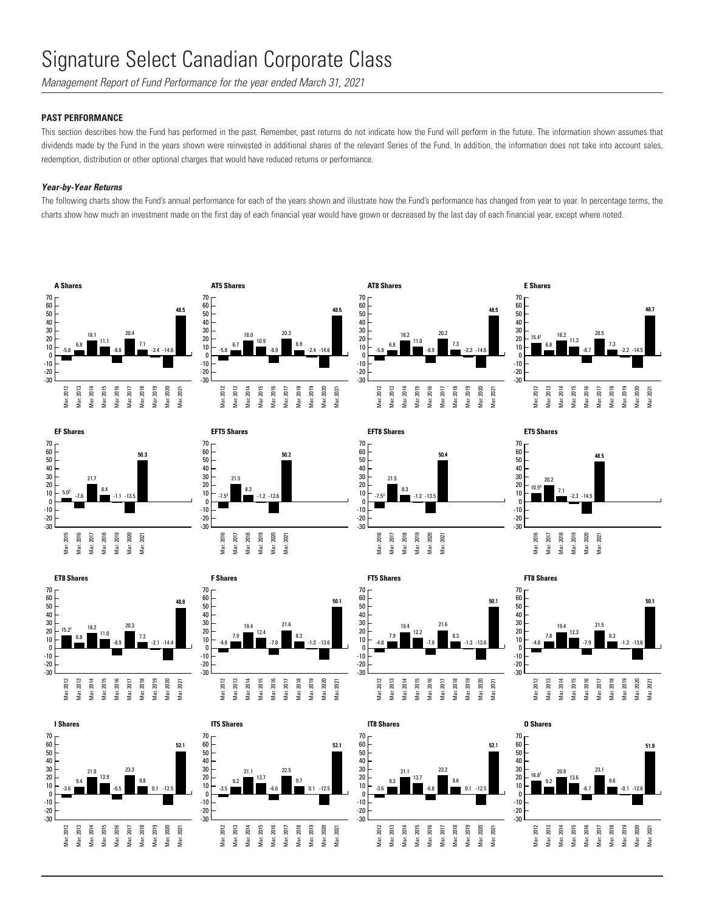# Signature Select Canadian Corporate Class

*Management Report of Fund Performance for the year ended March 31, 2021*

## PAST PERFORMANCE

This section describes how the Fund has performed in the past. Remember, past returns do not indicate how the Fund will perform in the future. The information shown assumes that dividends made by the Fund in the years shown were reinvested in additional shares of the relevant Series of the Fund. In addition, the information does not take into account sales, redemption, distribution or other optional charges that would have reduced returns or performance.

### *Year-by-Year Returns*

The following charts show the Fund's annual performance for each of the years shown and illustrate how the Fund's performance has changed from year to year. In percentage terms, the charts show how much an investment made on the first day of each financial year would have grown or decreased by the last day of each financial year, except where noted.

| Series | Mar. 2012 | Mar. 2013 | Mar. 2014 | Mar. 2015 | Mar. 2016 | Mar. 2017 | Mar. 2018 | Mar. 2019 | Mar. 2020 | Mar. 2021 |
|---|---|---|---|---|---|---|---|---|---|---|
| A Shares | -5.8 | 6.8 | 18.1 | 11.1 | -8.8 | 20.4 | 7.1 | -2.4 | -14.6 | **48.5** |
| AT5 Shares | -5.8 | 6.7 | 18.0 | 10.9 | -8.9 | 20.3 | 6.9 | -2.4 | -14.6 | **48.5** |
| AT8 Shares | -5.9 | 6.8 | 18.2 | 11.0 | -8.9 | 20.2 | 7.3 | -2.3 | -14.6 | **48.5** |
| E Shares | 15.4[1] | 6.8 | 18.2 | 11.3 | -8.7 | 20.5 | 7.3 | -2.2 | -14.5 | **48.7** |
| EF Shares | | | | 5.0[2] | -7.6 | 21.7 | 8.4 | -1.1 | -13.5 | **50.3** |
| EFT5 Shares | | | | | -7.5[3] | 21.5 | 8.3 | -1.2 | -13.6 | **50.2** |
| EFT8 Shares | | | | | -7.5[3] | 21.5 | 8.3 | -1.2 | -13.5 | **50.4** |
| ET5 Shares | | | | | 10.5[4] | 20.2 | 7.1 | -2.3 | -14.5 | **48.5** |
| ET8 Shares | 15.2[1] | 6.8 | 18.2 | 11.0 | -8.9 | 20.3 | 7.2 | -2.1 | -14.4 | **48.8** |
| F Shares | -4.8 | 7.9 | 19.4 | 12.4 | -7.8 | 21.6 | 8.3 | -1.3 | -13.6 | **50.1** |
| FT5 Shares | -4.8 | 7.9 | 19.4 | 12.2 | -7.9 | 21.6 | 8.3 | -1.3 | -13.6 | **50.1** |
| FT8 Shares | -4.8 | 7.8 | 19.4 | 12.3 | -7.9 | 21.5 | 8.3 | -1.3 | -13.6 | **50.1** |
| I Shares | -3.6 | 9.4 | 21.0 | 13.9 | -6.5 | 23.3 | 9.8 | 0.1 | -12.5 | **52.1** |
| IT5 Shares | -3.5 | 9.2 | 21.1 | 13.7 | -6.6 | 22.5 | 9.7 | 0.1 | -12.5 | **52.1** |
| IT8 Shares | -3.6 | 9.3 | 21.1 | 13.7 | -6.8 | 23.2 | 9.6 | 0.1 | -12.5 | **52.1** |
| O Shares | 16.8[1] | 9.2 | 20.8 | 13.6 | -6.7 | 23.1 | 9.6 | -0.1 | -12.6 | **51.9** |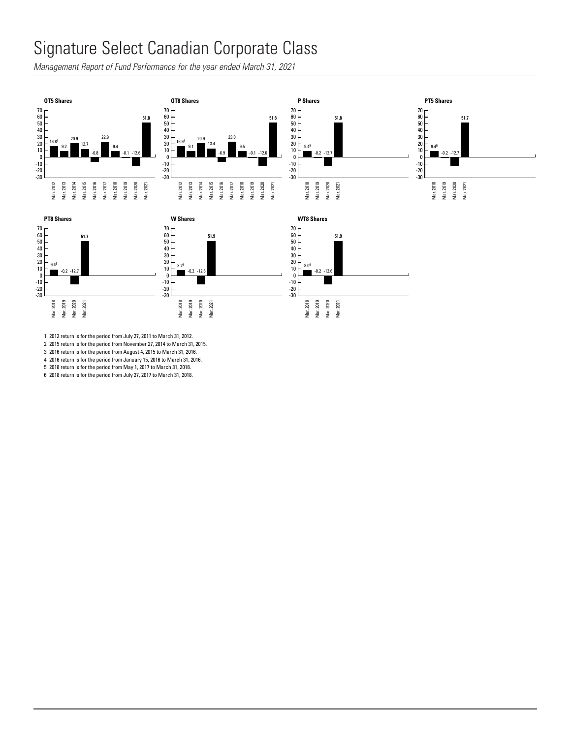# Signature Select Canadian Corporate Class

*Management Report of Fund Performance for the year ended March 31, 2021*

**OT5 Shares**

| | Mar. 2012 | Mar. 2013 | Mar. 2014 | Mar. 2015 | Mar. 2016 | Mar. 2017 | Mar. 2018 | Mar. 2019 | Mar. 2020 | Mar. 2021 |
|---|---|---|---|---|---|---|---|---|---|---|
| Return (%) | 16.8[1] | 9.2 | 20.9 | 12.7 | -6.8 | 22.9 | 9.4 | -0.1 | -12.6 | 51.8 |

**OT8 Shares**

| | Mar. 2012 | Mar. 2013 | Mar. 2014 | Mar. 2015 | Mar. 2016 | Mar. 2017 | Mar. 2018 | Mar. 2019 | Mar. 2020 | Mar. 2021 |
|---|---|---|---|---|---|---|---|---|---|---|
| Return (%) | 16.9[1] | 9.1 | 20.9 | 13.4 | -6.9 | 23.0 | 9.5 | -0.1 | -12.6 | 51.8 |

**P Shares**

| | Mar. 2018 | Mar. 2019 | Mar. 2020 | Mar. 2021 |
|---|---|---|---|---|
| Return (%) | 9.4[5] | -0.2 | -12.7 | 51.8 |

**PT5 Shares**

| | Mar. 2018 | Mar. 2019 | Mar. 2020 | Mar. 2021 |
|---|---|---|---|---|
| Return (%) | 9.4[5] | -0.2 | -12.7 | 51.7 |

**PT8 Shares**

| | Mar. 2018 | Mar. 2019 | Mar. 2020 | Mar. 2021 |
|---|---|---|---|---|
| Return (%) | 9.4[5] | -0.2 | -12.7 | 51.7 |

**W Shares**

| | Mar. 2018 | Mar. 2019 | Mar. 2020 | Mar. 2021 |
|---|---|---|---|---|
| Return (%) | 8.2[6] | -0.2 | -12.6 | 51.9 |

**WT8 Shares**

| | Mar. 2018 | Mar. 2019 | Mar. 2020 | Mar. 2021 |
|---|---|---|---|---|
| Return (%) | 8.0[6] | -0.2 | -12.6 | 51.9 |

1 2012 return is for the period from July 27, 2011 to March 31, 2012.
2 2015 return is for the period from November 27, 2014 to March 31, 2015.
3 2016 return is for the period from August 4, 2015 to March 31, 2016.
4 2016 return is for the period from January 15, 2016 to March 31, 2016.
5 2018 return is for the period from May 1, 2017 to March 31, 2018.
6 2018 return is for the period from July 27, 2017 to March 31, 2018.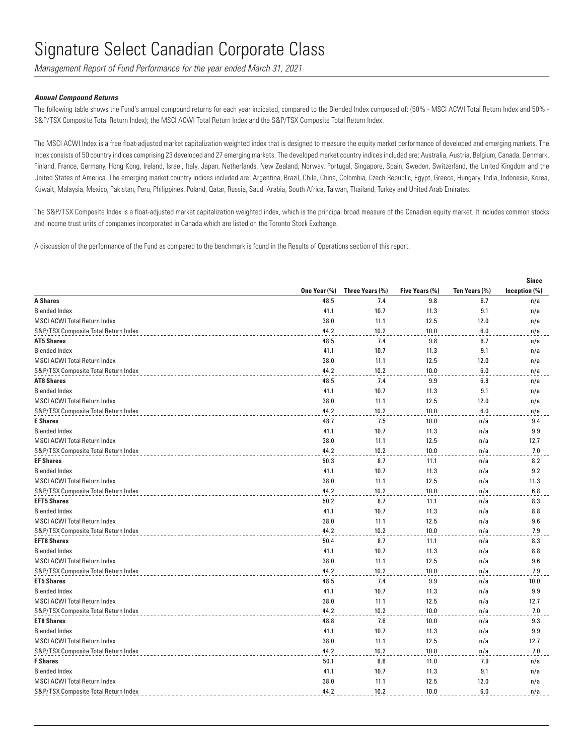# Signature Select Canadian Corporate Class

*Management Report of Fund Performance for the year ended March 31, 2021*

***Annual Compound Returns***

The following table shows the Fund's annual compound returns for each year indicated, compared to the Blended Index composed of: (50% - MSCI ACWI Total Return Index and 50% - S&P/TSX Composite Total Return Index); the MSCI ACWI Total Return Index and the S&P/TSX Composite Total Return Index.

The MSCI ACWI Index is a free float-adjusted market capitalization weighted index that is designed to measure the equity market performance of developed and emerging markets. The Index consists of 50 country indices comprising 23 developed and 27 emerging markets. The developed market country indices included are: Australia, Austria, Belgium, Canada, Denmark, Finland, France, Germany, Hong Kong, Ireland, Israel, Italy, Japan, Netherlands, New Zealand, Norway, Portugal, Singapore, Spain, Sweden, Switzerland, the United Kingdom and the United States of America. The emerging market country indices included are: Argentina, Brazil, Chile, China, Colombia, Czech Republic, Egypt, Greece, Hungary, India, Indonesia, Korea, Kuwait, Malaysia, Mexico, Pakistan, Peru, Philippines, Poland, Qatar, Russia, Saudi Arabia, South Africa, Taiwan, Thailand, Turkey and United Arab Emirates.

The S&P/TSX Composite Index is a float-adjusted market capitalization weighted index, which is the principal broad measure of the Canadian equity market. It includes common stocks and income trust units of companies incorporated in Canada which are listed on the Toronto Stock Exchange.

A discussion of the performance of the Fund as compared to the benchmark is found in the Results of Operations section of this report.

| | One Year (%) | Three Years (%) | Five Years (%) | Ten Years (%) | Since Inception (%) |
|---|---|---|---|---|---|
| **A Shares** | 48.5 | 7.4 | 9.8 | 6.7 | n/a |
| Blended Index | 41.1 | 10.7 | 11.3 | 9.1 | n/a |
| MSCI ACWI Total Return Index | 38.0 | 11.1 | 12.5 | 12.0 | n/a |
| S&P/TSX Composite Total Return Index | 44.2 | 10.2 | 10.0 | 6.0 | n/a |
| **AT5 Shares** | 48.5 | 7.4 | 9.8 | 6.7 | n/a |
| Blended Index | 41.1 | 10.7 | 11.3 | 9.1 | n/a |
| MSCI ACWI Total Return Index | 38.0 | 11.1 | 12.5 | 12.0 | n/a |
| S&P/TSX Composite Total Return Index | 44.2 | 10.2 | 10.0 | 6.0 | n/a |
| **AT8 Shares** | 48.5 | 7.4 | 9.9 | 6.8 | n/a |
| Blended Index | 41.1 | 10.7 | 11.3 | 9.1 | n/a |
| MSCI ACWI Total Return Index | 38.0 | 11.1 | 12.5 | 12.0 | n/a |
| S&P/TSX Composite Total Return Index | 44.2 | 10.2 | 10.0 | 6.0 | n/a |
| **E Shares** | 48.7 | 7.5 | 10.0 | n/a | 9.4 |
| Blended Index | 41.1 | 10.7 | 11.3 | n/a | 9.9 |
| MSCI ACWI Total Return Index | 38.0 | 11.1 | 12.5 | n/a | 12.7 |
| S&P/TSX Composite Total Return Index | 44.2 | 10.2 | 10.0 | n/a | 7.0 |
| **EF Shares** | 50.3 | 8.7 | 11.1 | n/a | 8.2 |
| Blended Index | 41.1 | 10.7 | 11.3 | n/a | 9.2 |
| MSCI ACWI Total Return Index | 38.0 | 11.1 | 12.5 | n/a | 11.3 |
| S&P/TSX Composite Total Return Index | 44.2 | 10.2 | 10.0 | n/a | 6.8 |
| **EFT5 Shares** | 50.2 | 8.7 | 11.1 | n/a | 8.3 |
| Blended Index | 41.1 | 10.7 | 11.3 | n/a | 8.8 |
| MSCI ACWI Total Return Index | 38.0 | 11.1 | 12.5 | n/a | 9.6 |
| S&P/TSX Composite Total Return Index | 44.2 | 10.2 | 10.0 | n/a | 7.9 |
| **EFT8 Shares** | 50.4 | 8.7 | 11.1 | n/a | 8.3 |
| Blended Index | 41.1 | 10.7 | 11.3 | n/a | 8.8 |
| MSCI ACWI Total Return Index | 38.0 | 11.1 | 12.5 | n/a | 9.6 |
| S&P/TSX Composite Total Return Index | 44.2 | 10.2 | 10.0 | n/a | 7.9 |
| **ET5 Shares** | 48.5 | 7.4 | 9.9 | n/a | 10.0 |
| Blended Index | 41.1 | 10.7 | 11.3 | n/a | 9.9 |
| MSCI ACWI Total Return Index | 38.0 | 11.1 | 12.5 | n/a | 12.7 |
| S&P/TSX Composite Total Return Index | 44.2 | 10.2 | 10.0 | n/a | 7.0 |
| **ET8 Shares** | 48.8 | 7.6 | 10.0 | n/a | 9.3 |
| Blended Index | 41.1 | 10.7 | 11.3 | n/a | 9.9 |
| MSCI ACWI Total Return Index | 38.0 | 11.1 | 12.5 | n/a | 12.7 |
| S&P/TSX Composite Total Return Index | 44.2 | 10.2 | 10.0 | n/a | 7.0 |
| **F Shares** | 50.1 | 8.6 | 11.0 | 7.9 | n/a |
| Blended Index | 41.1 | 10.7 | 11.3 | 9.1 | n/a |
| MSCI ACWI Total Return Index | 38.0 | 11.1 | 12.5 | 12.0 | n/a |
| S&P/TSX Composite Total Return Index | 44.2 | 10.2 | 10.0 | 6.0 | n/a |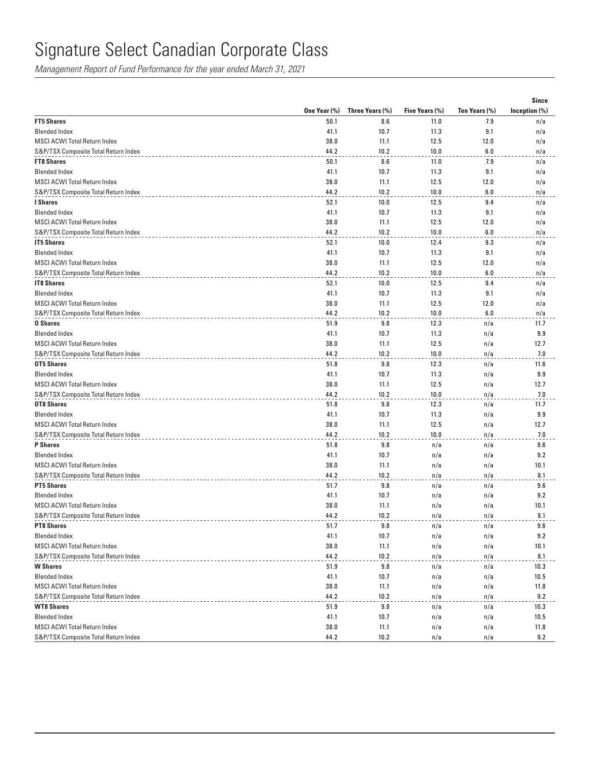# Signature Select Canadian Corporate Class

*Management Report of Fund Performance for the year ended March 31, 2021*

| | One Year (%) | Three Years (%) | Five Years (%) | Ten Years (%) | Since Inception (%) |
|---|---|---|---|---|---|
| **FT5 Shares** | 50.1 | 8.6 | 11.0 | 7.9 | n/a |
| Blended Index | 41.1 | 10.7 | 11.3 | 9.1 | n/a |
| MSCI ACWI Total Return Index | 38.0 | 11.1 | 12.5 | 12.0 | n/a |
| S&P/TSX Composite Total Return Index | 44.2 | 10.2 | 10.0 | 6.0 | n/a |
| **FT8 Shares** | 50.1 | 8.6 | 11.0 | 7.9 | n/a |
| Blended Index | 41.1 | 10.7 | 11.3 | 9.1 | n/a |
| MSCI ACWI Total Return Index | 38.0 | 11.1 | 12.5 | 12.0 | n/a |
| S&P/TSX Composite Total Return Index | 44.2 | 10.2 | 10.0 | 6.0 | n/a |
| **I Shares** | 52.1 | 10.0 | 12.5 | 9.4 | n/a |
| Blended Index | 41.1 | 10.7 | 11.3 | 9.1 | n/a |
| MSCI ACWI Total Return Index | 38.0 | 11.1 | 12.5 | 12.0 | n/a |
| S&P/TSX Composite Total Return Index | 44.2 | 10.2 | 10.0 | 6.0 | n/a |
| **IT5 Shares** | 52.1 | 10.0 | 12.4 | 9.3 | n/a |
| Blended Index | 41.1 | 10.7 | 11.3 | 9.1 | n/a |
| MSCI ACWI Total Return Index | 38.0 | 11.1 | 12.5 | 12.0 | n/a |
| S&P/TSX Composite Total Return Index | 44.2 | 10.2 | 10.0 | 6.0 | n/a |
| **IT8 Shares** | 52.1 | 10.0 | 12.5 | 9.4 | n/a |
| Blended Index | 41.1 | 10.7 | 11.3 | 9.1 | n/a |
| MSCI ACWI Total Return Index | 38.0 | 11.1 | 12.5 | 12.0 | n/a |
| S&P/TSX Composite Total Return Index | 44.2 | 10.2 | 10.0 | 6.0 | n/a |
| **O Shares** | 51.9 | 9.8 | 12.3 | n/a | 11.7 |
| Blended Index | 41.1 | 10.7 | 11.3 | n/a | 9.9 |
| MSCI ACWI Total Return Index | 38.0 | 11.1 | 12.5 | n/a | 12.7 |
| S&P/TSX Composite Total Return Index | 44.2 | 10.2 | 10.0 | n/a | 7.0 |
| **OT5 Shares** | 51.8 | 9.8 | 12.3 | n/a | 11.6 |
| Blended Index | 41.1 | 10.7 | 11.3 | n/a | 9.9 |
| MSCI ACWI Total Return Index | 38.0 | 11.1 | 12.5 | n/a | 12.7 |
| S&P/TSX Composite Total Return Index | 44.2 | 10.2 | 10.0 | n/a | 7.0 |
| **OT8 Shares** | 51.8 | 9.8 | 12.3 | n/a | 11.7 |
| Blended Index | 41.1 | 10.7 | 11.3 | n/a | 9.9 |
| MSCI ACWI Total Return Index | 38.0 | 11.1 | 12.5 | n/a | 12.7 |
| S&P/TSX Composite Total Return Index | 44.2 | 10.2 | 10.0 | n/a | 7.0 |
| **P Shares** | 51.8 | 9.8 | n/a | n/a | 9.6 |
| Blended Index | 41.1 | 10.7 | n/a | n/a | 9.2 |
| MSCI ACWI Total Return Index | 38.0 | 11.1 | n/a | n/a | 10.1 |
| S&P/TSX Composite Total Return Index | 44.2 | 10.2 | n/a | n/a | 8.1 |
| **PT5 Shares** | 51.7 | 9.8 | n/a | n/a | 9.6 |
| Blended Index | 41.1 | 10.7 | n/a | n/a | 9.2 |
| MSCI ACWI Total Return Index | 38.0 | 11.1 | n/a | n/a | 10.1 |
| S&P/TSX Composite Total Return Index | 44.2 | 10.2 | n/a | n/a | 8.1 |
| **PT8 Shares** | 51.7 | 9.8 | n/a | n/a | 9.6 |
| Blended Index | 41.1 | 10.7 | n/a | n/a | 9.2 |
| MSCI ACWI Total Return Index | 38.0 | 11.1 | n/a | n/a | 10.1 |
| S&P/TSX Composite Total Return Index | 44.2 | 10.2 | n/a | n/a | 8.1 |
| **W Shares** | 51.9 | 9.8 | n/a | n/a | 10.3 |
| Blended Index | 41.1 | 10.7 | n/a | n/a | 10.5 |
| MSCI ACWI Total Return Index | 38.0 | 11.1 | n/a | n/a | 11.8 |
| S&P/TSX Composite Total Return Index | 44.2 | 10.2 | n/a | n/a | 9.2 |
| **WT8 Shares** | 51.9 | 9.8 | n/a | n/a | 10.3 |
| Blended Index | 41.1 | 10.7 | n/a | n/a | 10.5 |
| MSCI ACWI Total Return Index | 38.0 | 11.1 | n/a | n/a | 11.8 |
| S&P/TSX Composite Total Return Index | 44.2 | 10.2 | n/a | n/a | 9.2 |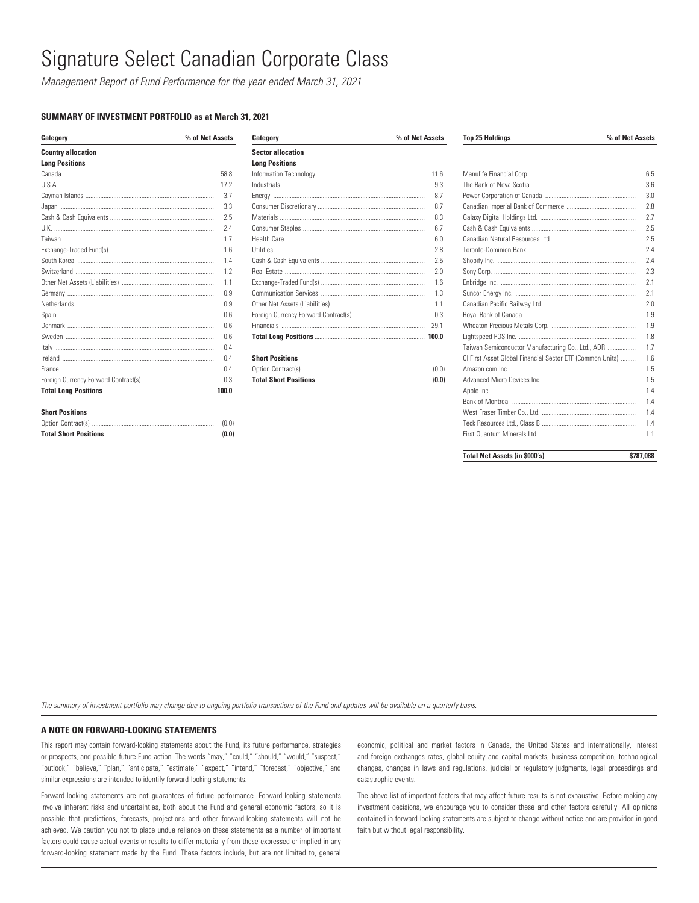# Signature Select Canadian Corporate Class

*Management Report of Fund Performance for the year ended March 31, 2021*

### SUMMARY OF INVESTMENT PORTFOLIO as at March 31, 2021

| Category | % of Net Assets |
|---|---|
| **Country allocation** | |
| **Long Positions** | |
| Canada | 58.8 |
| U.S.A. | 17.2 |
| Cayman Islands | 3.7 |
| Japan | 3.3 |
| Cash & Cash Equivalents | 2.5 |
| U.K. | 2.4 |
| Taiwan | 1.7 |
| Exchange-Traded Fund(s) | 1.6 |
| South Korea | 1.4 |
| Switzerland | 1.2 |
| Other Net Assets (Liabilities) | 1.1 |
| Germany | 0.9 |
| Netherlands | 0.9 |
| Spain | 0.6 |
| Denmark | 0.6 |
| Sweden | 0.6 |
| Italy | 0.4 |
| Ireland | 0.4 |
| France | 0.4 |
| Foreign Currency Forward Contract(s) | 0.3 |
| **Total Long Positions** | **100.0** |
| | |
| **Short Positions** | |
| Option Contract(s) | (0.0) |
| **Total Short Positions** | **(0.0)** |

| Category | % of Net Assets |
|---|---|
| **Sector allocation** | |
| **Long Positions** | |
| Information Technology | 11.6 |
| Industrials | 9.3 |
| Energy | 8.7 |
| Consumer Discretionary | 8.7 |
| Materials | 8.3 |
| Consumer Staples | 6.7 |
| Health Care | 6.0 |
| Utilities | 2.8 |
| Cash & Cash Equivalents | 2.5 |
| Real Estate | 2.0 |
| Exchange-Traded Fund(s) | 1.6 |
| Communication Services | 1.3 |
| Other Net Assets (Liabilities) | 1.1 |
| Foreign Currency Forward Contract(s) | 0.3 |
| Financials | 29.1 |
| **Total Long Positions** | **100.0** |
| | |
| **Short Positions** | |
| Option Contract(s) | (0.0) |
| **Total Short Positions** | **(0.0)** |

| Top 25 Holdings | % of Net Assets |
|---|---|
| Manulife Financial Corp. | 6.5 |
| The Bank of Nova Scotia | 3.6 |
| Power Corporation of Canada | 3.0 |
| Canadian Imperial Bank of Commerce | 2.8 |
| Galaxy Digital Holdings Ltd. | 2.7 |
| Cash & Cash Equivalents | 2.5 |
| Canadian Natural Resources Ltd. | 2.5 |
| Toronto-Dominion Bank | 2.4 |
| Shopify Inc. | 2.4 |
| Sony Corp. | 2.3 |
| Enbridge Inc. | 2.1 |
| Suncor Energy Inc. | 2.1 |
| Canadian Pacific Railway Ltd. | 2.0 |
| Royal Bank of Canada | 1.9 |
| Wheaton Precious Metals Corp. | 1.9 |
| Lightspeed POS Inc. | 1.8 |
| Taiwan Semiconductor Manufacturing Co., Ltd., ADR | 1.7 |
| CI First Asset Global Financial Sector ETF (Common Units) | 1.6 |
| Amazon.com Inc. | 1.5 |
| Advanced Micro Devices Inc. | 1.5 |
| Apple Inc. | 1.4 |
| Bank of Montreal | 1.4 |
| West Fraser Timber Co., Ltd. | 1.4 |
| Teck Resources Ltd., Class B | 1.4 |
| First Quantum Minerals Ltd. | 1.1 |
| | |
| **Total Net Assets (in $000's)** | **$787,088** |

*The summary of investment portfolio may change due to ongoing portfolio transactions of the Fund and updates will be available on a quarterly basis.*

### A NOTE ON FORWARD-LOOKING STATEMENTS

This report may contain forward-looking statements about the Fund, its future performance, strategies or prospects, and possible future Fund action. The words "may," "could," "should," "would," "suspect," "outlook," "believe," "plan," "anticipate," "estimate," "expect," "intend," "forecast," "objective," and similar expressions are intended to identify forward-looking statements.

Forward-looking statements are not guarantees of future performance. Forward-looking statements involve inherent risks and uncertainties, both about the Fund and general economic factors, so it is possible that predictions, forecasts, projections and other forward-looking statements will not be achieved. We caution you not to place undue reliance on these statements as a number of important factors could cause actual events or results to differ materially from those expressed or implied in any forward-looking statement made by the Fund. These factors include, but are not limited to, general economic, political and market factors in Canada, the United States and internationally, interest and foreign exchanges rates, global equity and capital markets, business competition, technological changes, changes in laws and regulations, judicial or regulatory judgments, legal proceedings and catastrophic events.

The above list of important factors that may affect future results is not exhaustive. Before making any investment decisions, we encourage you to consider these and other factors carefully. All opinions contained in forward-looking statements are subject to change without notice and are provided in good faith but without legal responsibility.